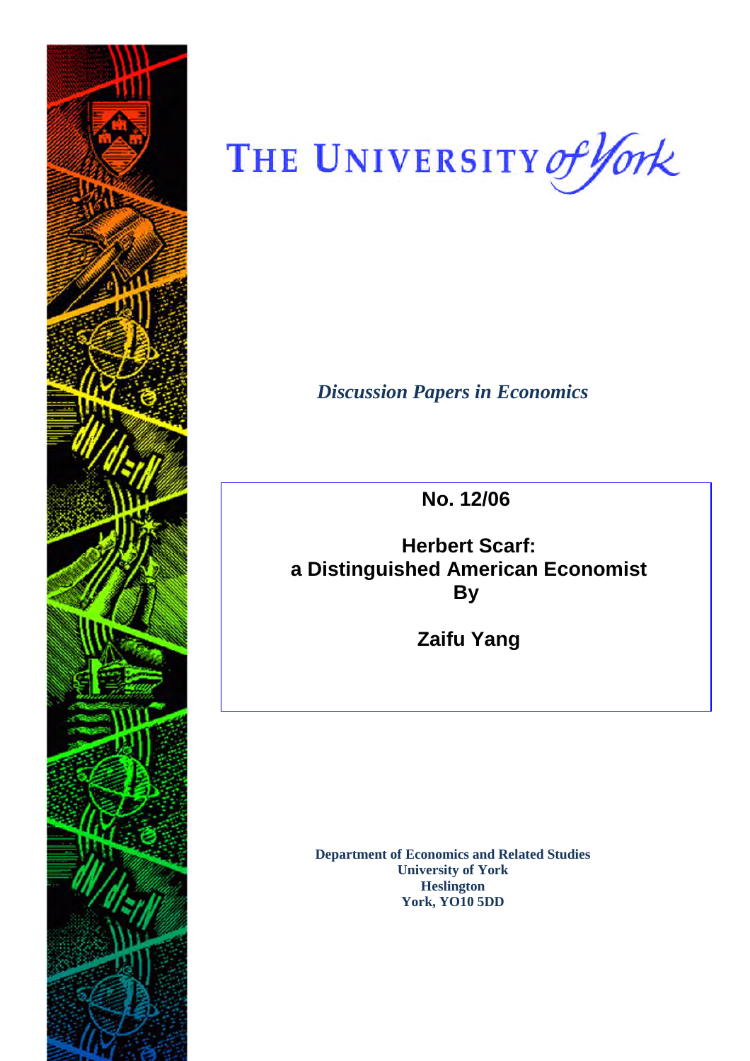THE UNIVERSITY *of York*

*Discussion Papers in Economics*

**No. 12/06**

**Herbert Scarf: a Distinguished American Economist By**

**Zaifu Yang**

**Department of Economics and Related Studies**
**University of York**
**Heslington**
**York, YO10 5DD**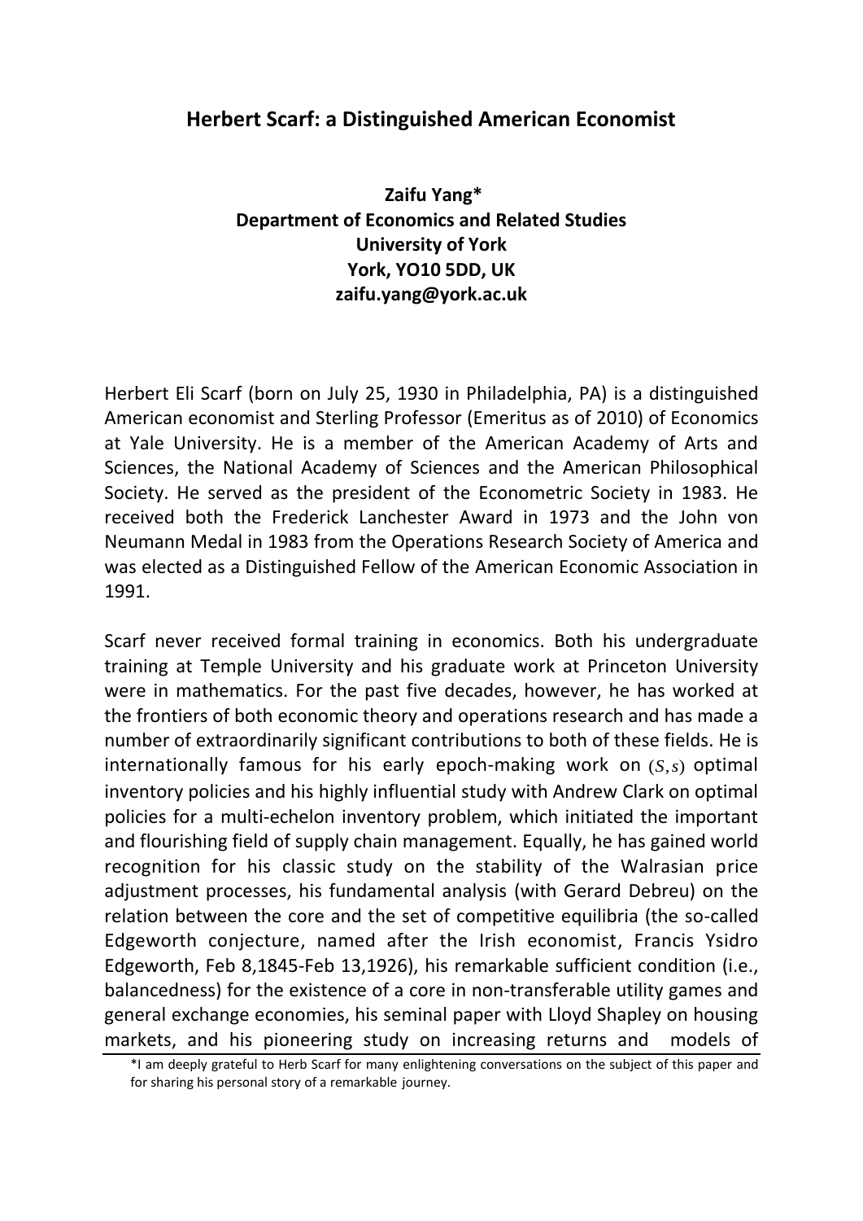# Herbert Scarf: a Distinguished American Economist

**Zaifu Yang***
**Department of Economics and Related Studies**
**University of York**
**York, YO10 5DD, UK**
**zaifu.yang@york.ac.uk**

Herbert Eli Scarf (born on July 25, 1930 in Philadelphia, PA) is a distinguished American economist and Sterling Professor (Emeritus as of 2010) of Economics at Yale University. He is a member of the American Academy of Arts and Sciences, the National Academy of Sciences and the American Philosophical Society. He served as the president of the Econometric Society in 1983. He received both the Frederick Lanchester Award in 1973 and the John von Neumann Medal in 1983 from the Operations Research Society of America and was elected as a Distinguished Fellow of the American Economic Association in 1991.

Scarf never received formal training in economics. Both his undergraduate training at Temple University and his graduate work at Princeton University were in mathematics. For the past five decades, however, he has worked at the frontiers of both economic theory and operations research and has made a number of extraordinarily significant contributions to both of these fields. He is internationally famous for his early epoch-making work on $(S,s)$ optimal inventory policies and his highly influential study with Andrew Clark on optimal policies for a multi-echelon inventory problem, which initiated the important and flourishing field of supply chain management. Equally, he has gained world recognition for his classic study on the stability of the Walrasian price adjustment processes, his fundamental analysis (with Gerard Debreu) on the relation between the core and the set of competitive equilibria (the so-called Edgeworth conjecture, named after the Irish economist, Francis Ysidro Edgeworth, Feb 8,1845-Feb 13,1926), his remarkable sufficient condition (i.e., balancedness) for the existence of a core in non-transferable utility games and general exchange economies, his seminal paper with Lloyd Shapley on housing markets, and his pioneering study on increasing returns and models of

*I am deeply grateful to Herb Scarf for many enlightening conversations on the subject of this paper and for sharing his personal story of a remarkable journey.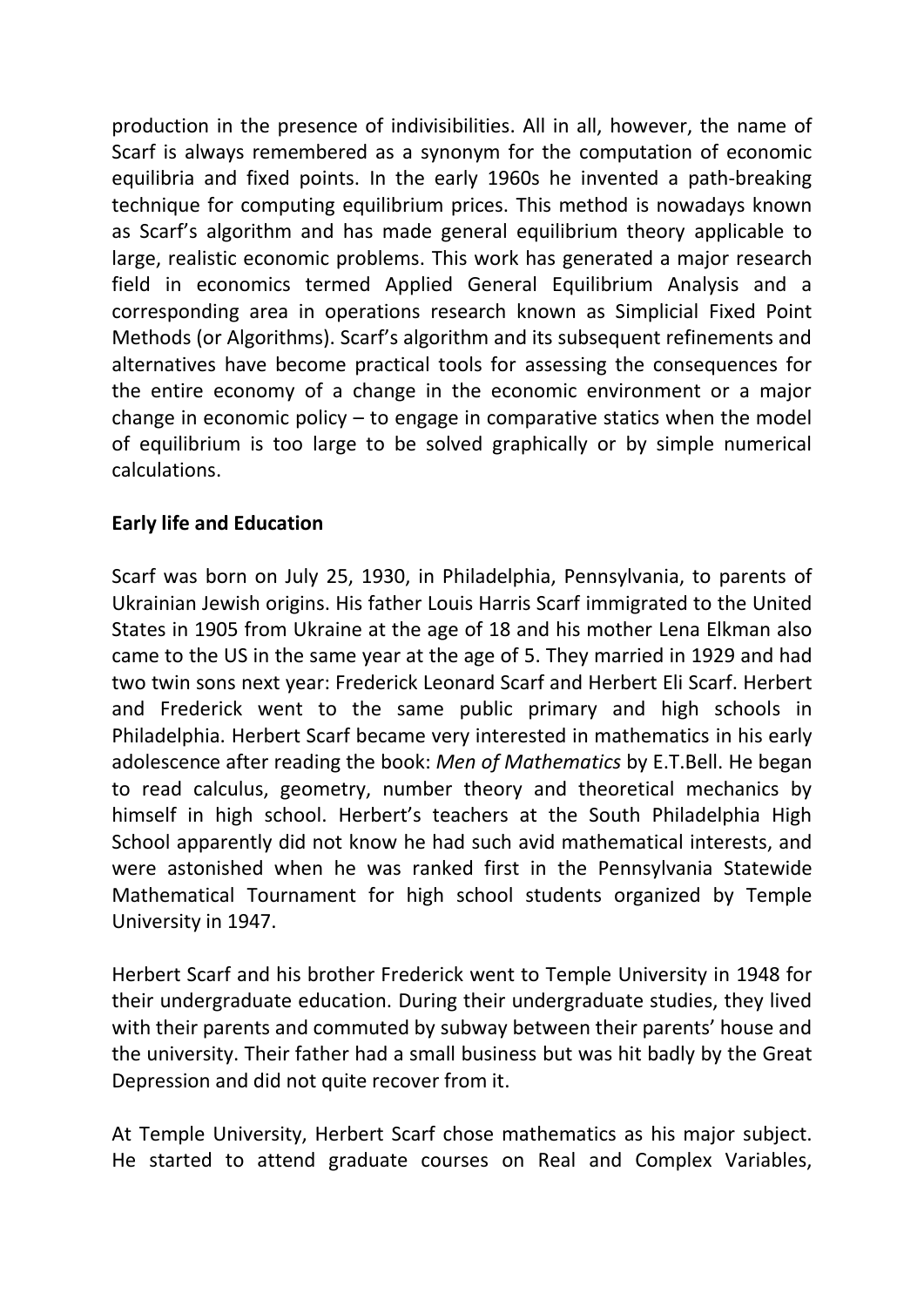production in the presence of indivisibilities. All in all, however, the name of Scarf is always remembered as a synonym for the computation of economic equilibria and fixed points. In the early 1960s he invented a path-breaking technique for computing equilibrium prices. This method is nowadays known as Scarf's algorithm and has made general equilibrium theory applicable to large, realistic economic problems. This work has generated a major research field in economics termed Applied General Equilibrium Analysis and a corresponding area in operations research known as Simplicial Fixed Point Methods (or Algorithms). Scarf's algorithm and its subsequent refinements and alternatives have become practical tools for assessing the consequences for the entire economy of a change in the economic environment or a major change in economic policy – to engage in comparative statics when the model of equilibrium is too large to be solved graphically or by simple numerical calculations.

**Early life and Education**

Scarf was born on July 25, 1930, in Philadelphia, Pennsylvania, to parents of Ukrainian Jewish origins. His father Louis Harris Scarf immigrated to the United States in 1905 from Ukraine at the age of 18 and his mother Lena Elkman also came to the US in the same year at the age of 5. They married in 1929 and had two twin sons next year: Frederick Leonard Scarf and Herbert Eli Scarf. Herbert and Frederick went to the same public primary and high schools in Philadelphia. Herbert Scarf became very interested in mathematics in his early adolescence after reading the book: *Men of Mathematics* by E.T.Bell. He began to read calculus, geometry, number theory and theoretical mechanics by himself in high school. Herbert's teachers at the South Philadelphia High School apparently did not know he had such avid mathematical interests, and were astonished when he was ranked first in the Pennsylvania Statewide Mathematical Tournament for high school students organized by Temple University in 1947.

Herbert Scarf and his brother Frederick went to Temple University in 1948 for their undergraduate education. During their undergraduate studies, they lived with their parents and commuted by subway between their parents' house and the university. Their father had a small business but was hit badly by the Great Depression and did not quite recover from it.

At Temple University, Herbert Scarf chose mathematics as his major subject. He started to attend graduate courses on Real and Complex Variables,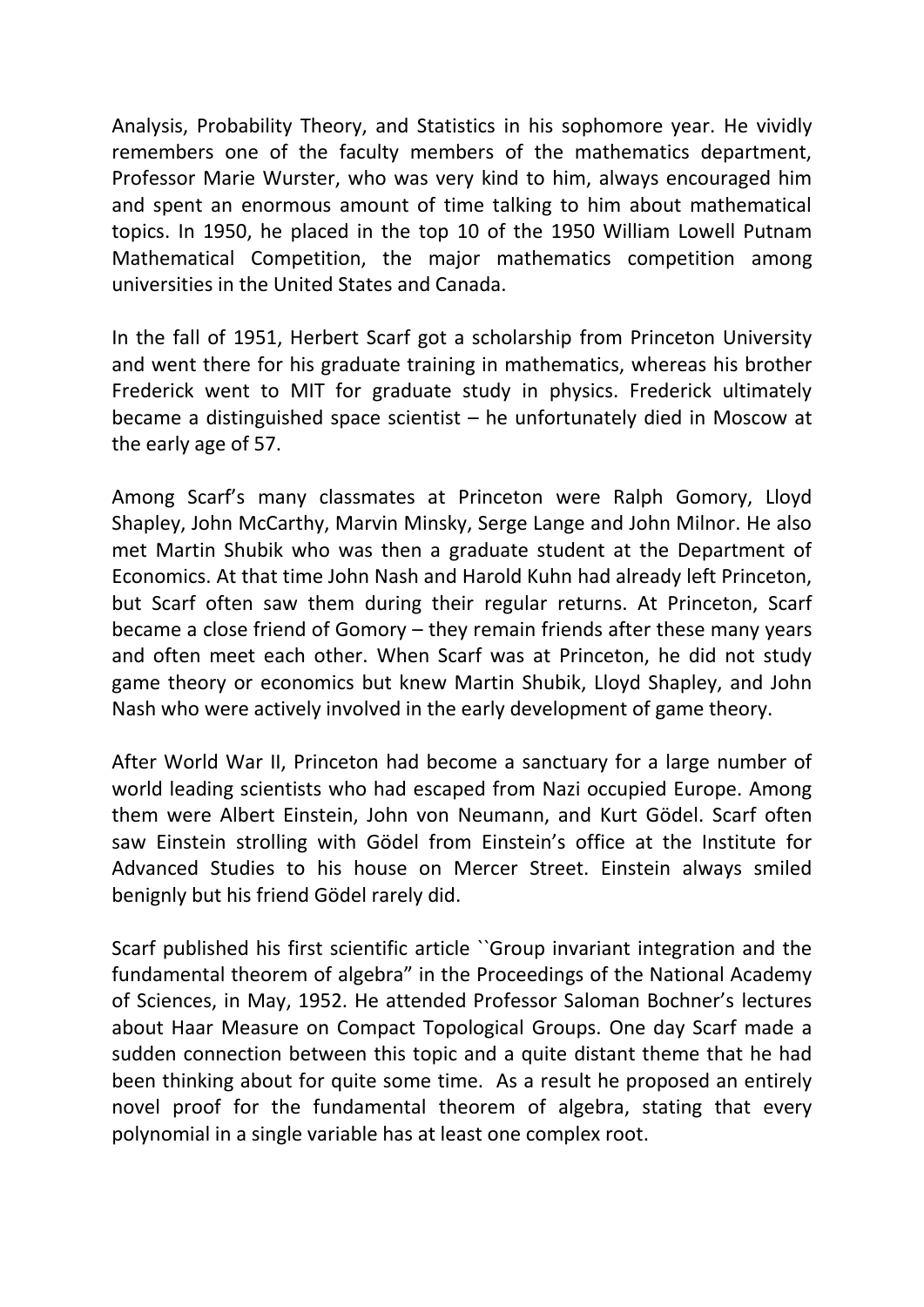Analysis, Probability Theory, and Statistics in his sophomore year. He vividly remembers one of the faculty members of the mathematics department, Professor Marie Wurster, who was very kind to him, always encouraged him and spent an enormous amount of time talking to him about mathematical topics. In 1950, he placed in the top 10 of the 1950 William Lowell Putnam Mathematical Competition, the major mathematics competition among universities in the United States and Canada.

In the fall of 1951, Herbert Scarf got a scholarship from Princeton University and went there for his graduate training in mathematics, whereas his brother Frederick went to MIT for graduate study in physics. Frederick ultimately became a distinguished space scientist – he unfortunately died in Moscow at the early age of 57.

Among Scarf's many classmates at Princeton were Ralph Gomory, Lloyd Shapley, John McCarthy, Marvin Minsky, Serge Lange and John Milnor. He also met Martin Shubik who was then a graduate student at the Department of Economics. At that time John Nash and Harold Kuhn had already left Princeton, but Scarf often saw them during their regular returns. At Princeton, Scarf became a close friend of Gomory – they remain friends after these many years and often meet each other. When Scarf was at Princeton, he did not study game theory or economics but knew Martin Shubik, Lloyd Shapley, and John Nash who were actively involved in the early development of game theory.

After World War II, Princeton had become a sanctuary for a large number of world leading scientists who had escaped from Nazi occupied Europe. Among them were Albert Einstein, John von Neumann, and Kurt Gödel. Scarf often saw Einstein strolling with Gödel from Einstein's office at the Institute for Advanced Studies to his house on Mercer Street. Einstein always smiled benignly but his friend Gödel rarely did.

Scarf published his first scientific article ``Group invariant integration and the fundamental theorem of algebra" in the Proceedings of the National Academy of Sciences, in May, 1952. He attended Professor Saloman Bochner's lectures about Haar Measure on Compact Topological Groups. One day Scarf made a sudden connection between this topic and a quite distant theme that he had been thinking about for quite some time. As a result he proposed an entirely novel proof for the fundamental theorem of algebra, stating that every polynomial in a single variable has at least one complex root.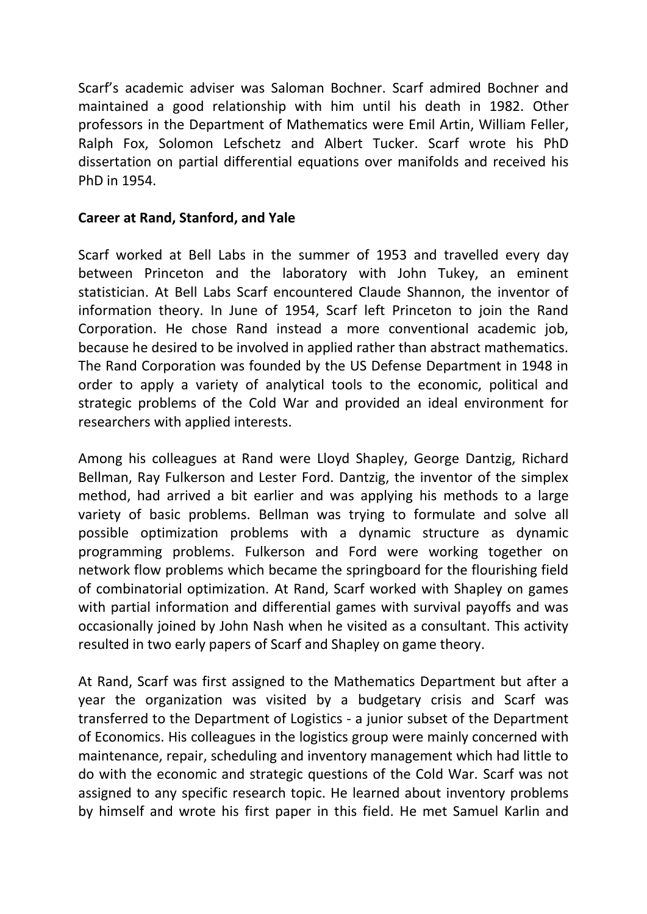Scarf's academic adviser was Saloman Bochner. Scarf admired Bochner and maintained a good relationship with him until his death in 1982. Other professors in the Department of Mathematics were Emil Artin, William Feller, Ralph Fox, Solomon Lefschetz and Albert Tucker. Scarf wrote his PhD dissertation on partial differential equations over manifolds and received his PhD in 1954.

## Career at Rand, Stanford, and Yale

Scarf worked at Bell Labs in the summer of 1953 and travelled every day between Princeton and the laboratory with John Tukey, an eminent statistician. At Bell Labs Scarf encountered Claude Shannon, the inventor of information theory. In June of 1954, Scarf left Princeton to join the Rand Corporation. He chose Rand instead a more conventional academic job, because he desired to be involved in applied rather than abstract mathematics. The Rand Corporation was founded by the US Defense Department in 1948 in order to apply a variety of analytical tools to the economic, political and strategic problems of the Cold War and provided an ideal environment for researchers with applied interests.

Among his colleagues at Rand were Lloyd Shapley, George Dantzig, Richard Bellman, Ray Fulkerson and Lester Ford. Dantzig, the inventor of the simplex method, had arrived a bit earlier and was applying his methods to a large variety of basic problems. Bellman was trying to formulate and solve all possible optimization problems with a dynamic structure as dynamic programming problems. Fulkerson and Ford were working together on network flow problems which became the springboard for the flourishing field of combinatorial optimization. At Rand, Scarf worked with Shapley on games with partial information and differential games with survival payoffs and was occasionally joined by John Nash when he visited as a consultant. This activity resulted in two early papers of Scarf and Shapley on game theory.

At Rand, Scarf was first assigned to the Mathematics Department but after a year the organization was visited by a budgetary crisis and Scarf was transferred to the Department of Logistics - a junior subset of the Department of Economics. His colleagues in the logistics group were mainly concerned with maintenance, repair, scheduling and inventory management which had little to do with the economic and strategic questions of the Cold War. Scarf was not assigned to any specific research topic. He learned about inventory problems by himself and wrote his first paper in this field. He met Samuel Karlin and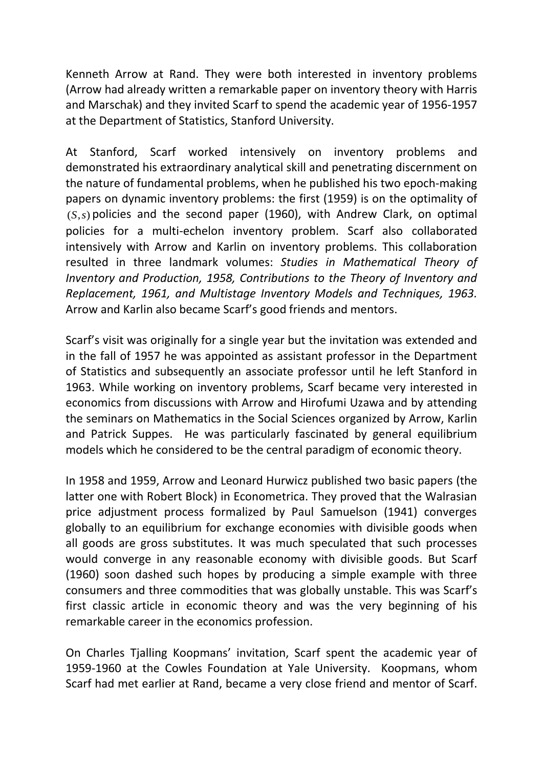Kenneth Arrow at Rand. They were both interested in inventory problems (Arrow had already written a remarkable paper on inventory theory with Harris and Marschak) and they invited Scarf to spend the academic year of 1956-1957 at the Department of Statistics, Stanford University.

At Stanford, Scarf worked intensively on inventory problems and demonstrated his extraordinary analytical skill and penetrating discernment on the nature of fundamental problems, when he published his two epoch-making papers on dynamic inventory problems: the first (1959) is on the optimality of $(S, s)$ policies and the second paper (1960), with Andrew Clark, on optimal policies for a multi-echelon inventory problem. Scarf also collaborated intensively with Arrow and Karlin on inventory problems. This collaboration resulted in three landmark volumes: *Studies in Mathematical Theory of Inventory and Production, 1958, Contributions to the Theory of Inventory and Replacement, 1961, and Multistage Inventory Models and Techniques, 1963.* Arrow and Karlin also became Scarf's good friends and mentors.

Scarf's visit was originally for a single year but the invitation was extended and in the fall of 1957 he was appointed as assistant professor in the Department of Statistics and subsequently an associate professor until he left Stanford in 1963. While working on inventory problems, Scarf became very interested in economics from discussions with Arrow and Hirofumi Uzawa and by attending the seminars on Mathematics in the Social Sciences organized by Arrow, Karlin and Patrick Suppes. He was particularly fascinated by general equilibrium models which he considered to be the central paradigm of economic theory.

In 1958 and 1959, Arrow and Leonard Hurwicz published two basic papers (the latter one with Robert Block) in Econometrica. They proved that the Walrasian price adjustment process formalized by Paul Samuelson (1941) converges globally to an equilibrium for exchange economies with divisible goods when all goods are gross substitutes. It was much speculated that such processes would converge in any reasonable economy with divisible goods. But Scarf (1960) soon dashed such hopes by producing a simple example with three consumers and three commodities that was globally unstable. This was Scarf's first classic article in economic theory and was the very beginning of his remarkable career in the economics profession.

On Charles Tjalling Koopmans' invitation, Scarf spent the academic year of 1959-1960 at the Cowles Foundation at Yale University. Koopmans, whom Scarf had met earlier at Rand, became a very close friend and mentor of Scarf.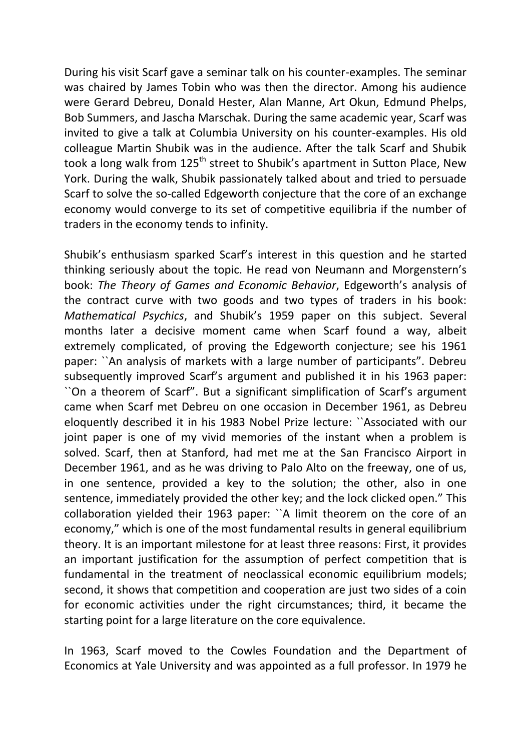During his visit Scarf gave a seminar talk on his counter-examples. The seminar was chaired by James Tobin who was then the director. Among his audience were Gerard Debreu, Donald Hester, Alan Manne, Art Okun, Edmund Phelps, Bob Summers, and Jascha Marschak. During the same academic year, Scarf was invited to give a talk at Columbia University on his counter-examples. His old colleague Martin Shubik was in the audience. After the talk Scarf and Shubik took a long walk from 125th street to Shubik's apartment in Sutton Place, New York. During the walk, Shubik passionately talked about and tried to persuade Scarf to solve the so-called Edgeworth conjecture that the core of an exchange economy would converge to its set of competitive equilibria if the number of traders in the economy tends to infinity.

Shubik's enthusiasm sparked Scarf's interest in this question and he started thinking seriously about the topic. He read von Neumann and Morgenstern's book: *The Theory of Games and Economic Behavior*, Edgeworth's analysis of the contract curve with two goods and two types of traders in his book: *Mathematical Psychics*, and Shubik's 1959 paper on this subject. Several months later a decisive moment came when Scarf found a way, albeit extremely complicated, of proving the Edgeworth conjecture; see his 1961 paper: ``An analysis of markets with a large number of participants". Debreu subsequently improved Scarf's argument and published it in his 1963 paper: ``On a theorem of Scarf". But a significant simplification of Scarf's argument came when Scarf met Debreu on one occasion in December 1961, as Debreu eloquently described it in his 1983 Nobel Prize lecture: ``Associated with our joint paper is one of my vivid memories of the instant when a problem is solved. Scarf, then at Stanford, had met me at the San Francisco Airport in December 1961, and as he was driving to Palo Alto on the freeway, one of us, in one sentence, provided a key to the solution; the other, also in one sentence, immediately provided the other key; and the lock clicked open." This collaboration yielded their 1963 paper: ``A limit theorem on the core of an economy," which is one of the most fundamental results in general equilibrium theory. It is an important milestone for at least three reasons: First, it provides an important justification for the assumption of perfect competition that is fundamental in the treatment of neoclassical economic equilibrium models; second, it shows that competition and cooperation are just two sides of a coin for economic activities under the right circumstances; third, it became the starting point for a large literature on the core equivalence.

In 1963, Scarf moved to the Cowles Foundation and the Department of Economics at Yale University and was appointed as a full professor. In 1979 he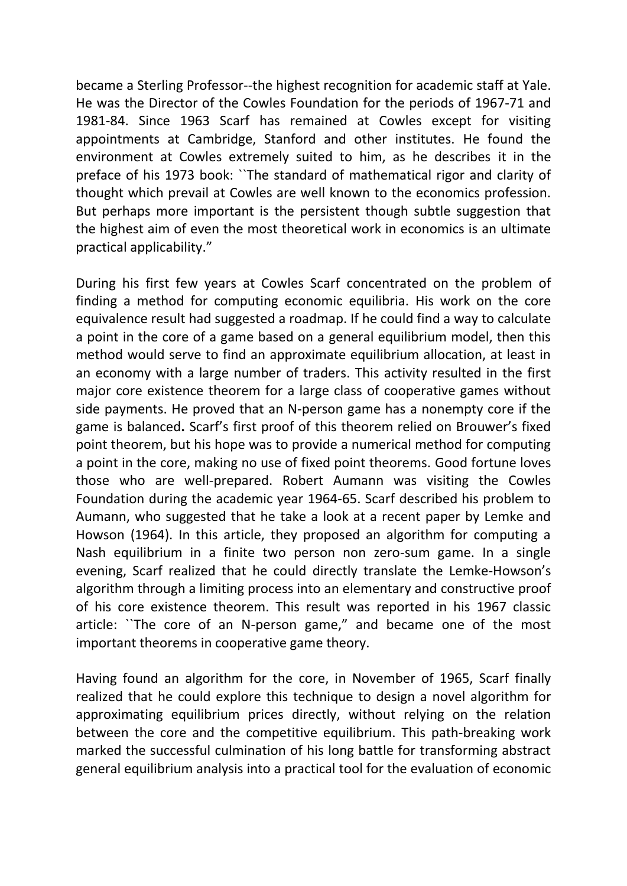became a Sterling Professor--the highest recognition for academic staff at Yale. He was the Director of the Cowles Foundation for the periods of 1967-71 and 1981-84. Since 1963 Scarf has remained at Cowles except for visiting appointments at Cambridge, Stanford and other institutes. He found the environment at Cowles extremely suited to him, as he describes it in the preface of his 1973 book: ``The standard of mathematical rigor and clarity of thought which prevail at Cowles are well known to the economics profession. But perhaps more important is the persistent though subtle suggestion that the highest aim of even the most theoretical work in economics is an ultimate practical applicability."

During his first few years at Cowles Scarf concentrated on the problem of finding a method for computing economic equilibria. His work on the core equivalence result had suggested a roadmap. If he could find a way to calculate a point in the core of a game based on a general equilibrium model, then this method would serve to find an approximate equilibrium allocation, at least in an economy with a large number of traders. This activity resulted in the first major core existence theorem for a large class of cooperative games without side payments. He proved that an N-person game has a nonempty core if the game is balanced**.** Scarf's first proof of this theorem relied on Brouwer's fixed point theorem, but his hope was to provide a numerical method for computing a point in the core, making no use of fixed point theorems. Good fortune loves those who are well-prepared. Robert Aumann was visiting the Cowles Foundation during the academic year 1964-65. Scarf described his problem to Aumann, who suggested that he take a look at a recent paper by Lemke and Howson (1964). In this article, they proposed an algorithm for computing a Nash equilibrium in a finite two person non zero-sum game. In a single evening, Scarf realized that he could directly translate the Lemke-Howson's algorithm through a limiting process into an elementary and constructive proof of his core existence theorem. This result was reported in his 1967 classic article: ``The core of an N-person game," and became one of the most important theorems in cooperative game theory.

Having found an algorithm for the core, in November of 1965, Scarf finally realized that he could explore this technique to design a novel algorithm for approximating equilibrium prices directly, without relying on the relation between the core and the competitive equilibrium. This path-breaking work marked the successful culmination of his long battle for transforming abstract general equilibrium analysis into a practical tool for the evaluation of economic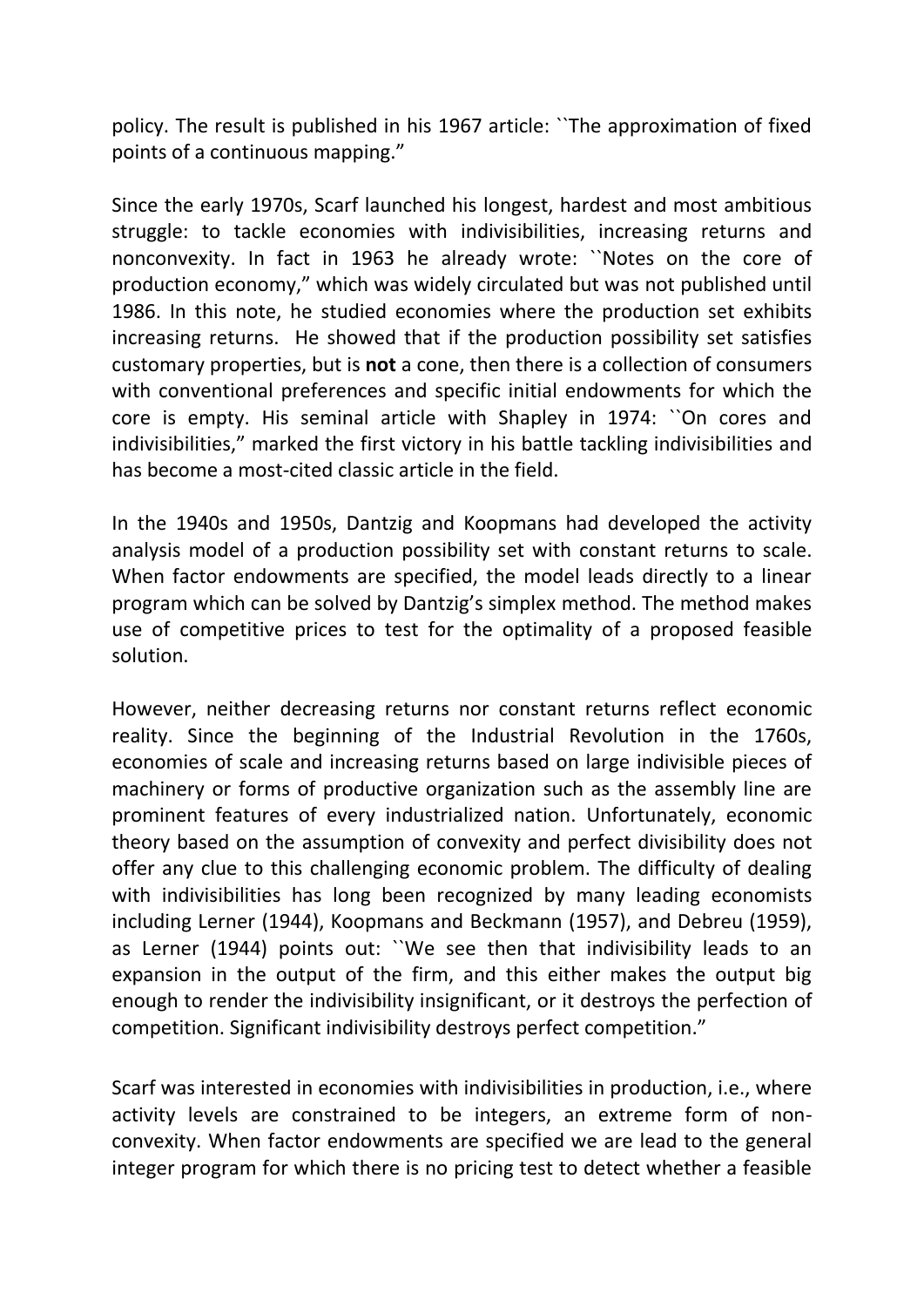policy. The result is published in his 1967 article: ``The approximation of fixed points of a continuous mapping."

Since the early 1970s, Scarf launched his longest, hardest and most ambitious struggle: to tackle economies with indivisibilities, increasing returns and nonconvexity. In fact in 1963 he already wrote: ``Notes on the core of production economy," which was widely circulated but was not published until 1986. In this note, he studied economies where the production set exhibits increasing returns. He showed that if the production possibility set satisfies customary properties, but is **not** a cone, then there is a collection of consumers with conventional preferences and specific initial endowments for which the core is empty. His seminal article with Shapley in 1974: ``On cores and indivisibilities," marked the first victory in his battle tackling indivisibilities and has become a most-cited classic article in the field.

In the 1940s and 1950s, Dantzig and Koopmans had developed the activity analysis model of a production possibility set with constant returns to scale. When factor endowments are specified, the model leads directly to a linear program which can be solved by Dantzig's simplex method. The method makes use of competitive prices to test for the optimality of a proposed feasible solution.

However, neither decreasing returns nor constant returns reflect economic reality. Since the beginning of the Industrial Revolution in the 1760s, economies of scale and increasing returns based on large indivisible pieces of machinery or forms of productive organization such as the assembly line are prominent features of every industrialized nation. Unfortunately, economic theory based on the assumption of convexity and perfect divisibility does not offer any clue to this challenging economic problem. The difficulty of dealing with indivisibilities has long been recognized by many leading economists including Lerner (1944), Koopmans and Beckmann (1957), and Debreu (1959), as Lerner (1944) points out: ``We see then that indivisibility leads to an expansion in the output of the firm, and this either makes the output big enough to render the indivisibility insignificant, or it destroys the perfection of competition. Significant indivisibility destroys perfect competition."

Scarf was interested in economies with indivisibilities in production, i.e., where activity levels are constrained to be integers, an extreme form of non-convexity. When factor endowments are specified we are lead to the general integer program for which there is no pricing test to detect whether a feasible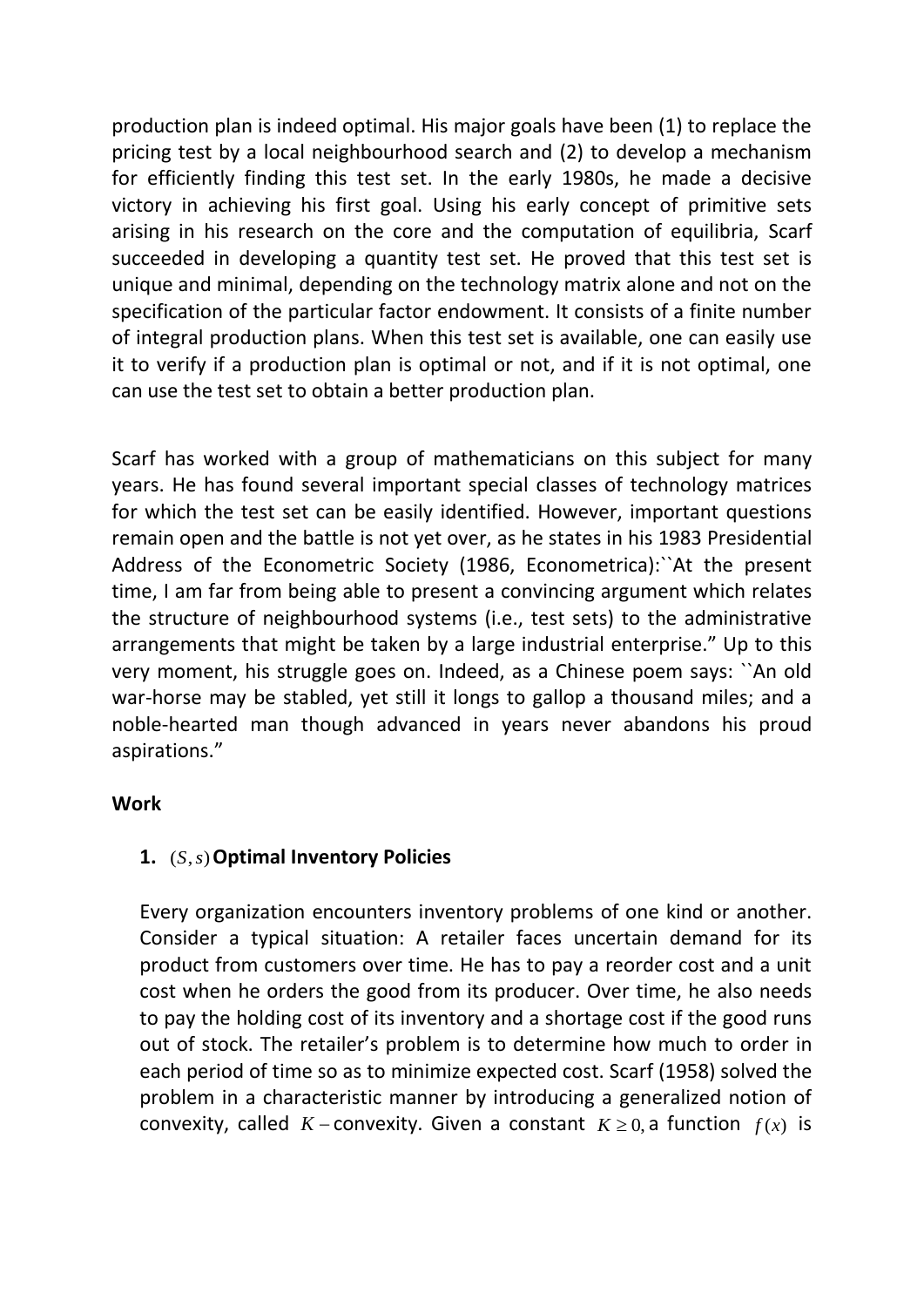production plan is indeed optimal. His major goals have been (1) to replace the pricing test by a local neighbourhood search and (2) to develop a mechanism for efficiently finding this test set. In the early 1980s, he made a decisive victory in achieving his first goal. Using his early concept of primitive sets arising in his research on the core and the computation of equilibria, Scarf succeeded in developing a quantity test set. He proved that this test set is unique and minimal, depending on the technology matrix alone and not on the specification of the particular factor endowment. It consists of a finite number of integral production plans. When this test set is available, one can easily use it to verify if a production plan is optimal or not, and if it is not optimal, one can use the test set to obtain a better production plan.

Scarf has worked with a group of mathematicians on this subject for many years. He has found several important special classes of technology matrices for which the test set can be easily identified. However, important questions remain open and the battle is not yet over, as he states in his 1983 Presidential Address of the Econometric Society (1986, Econometrica):``At the present time, I am far from being able to present a convincing argument which relates the structure of neighbourhood systems (i.e., test sets) to the administrative arrangements that might be taken by a large industrial enterprise." Up to this very moment, his struggle goes on. Indeed, as a Chinese poem says: ``An old war-horse may be stabled, yet still it longs to gallop a thousand miles; and a noble-hearted man though advanced in years never abandons his proud aspirations."

**Work**

**1.** $(S,s)$ **Optimal Inventory Policies**

Every organization encounters inventory problems of one kind or another. Consider a typical situation: A retailer faces uncertain demand for its product from customers over time. He has to pay a reorder cost and a unit cost when he orders the good from its producer. Over time, he also needs to pay the holding cost of its inventory and a shortage cost if the good runs out of stock. The retailer's problem is to determine how much to order in each period of time so as to minimize expected cost. Scarf (1958) solved the problem in a characteristic manner by introducing a generalized notion of convexity, called $K-$convexity. Given a constant $K \geq 0,$ a function $f(x)$ is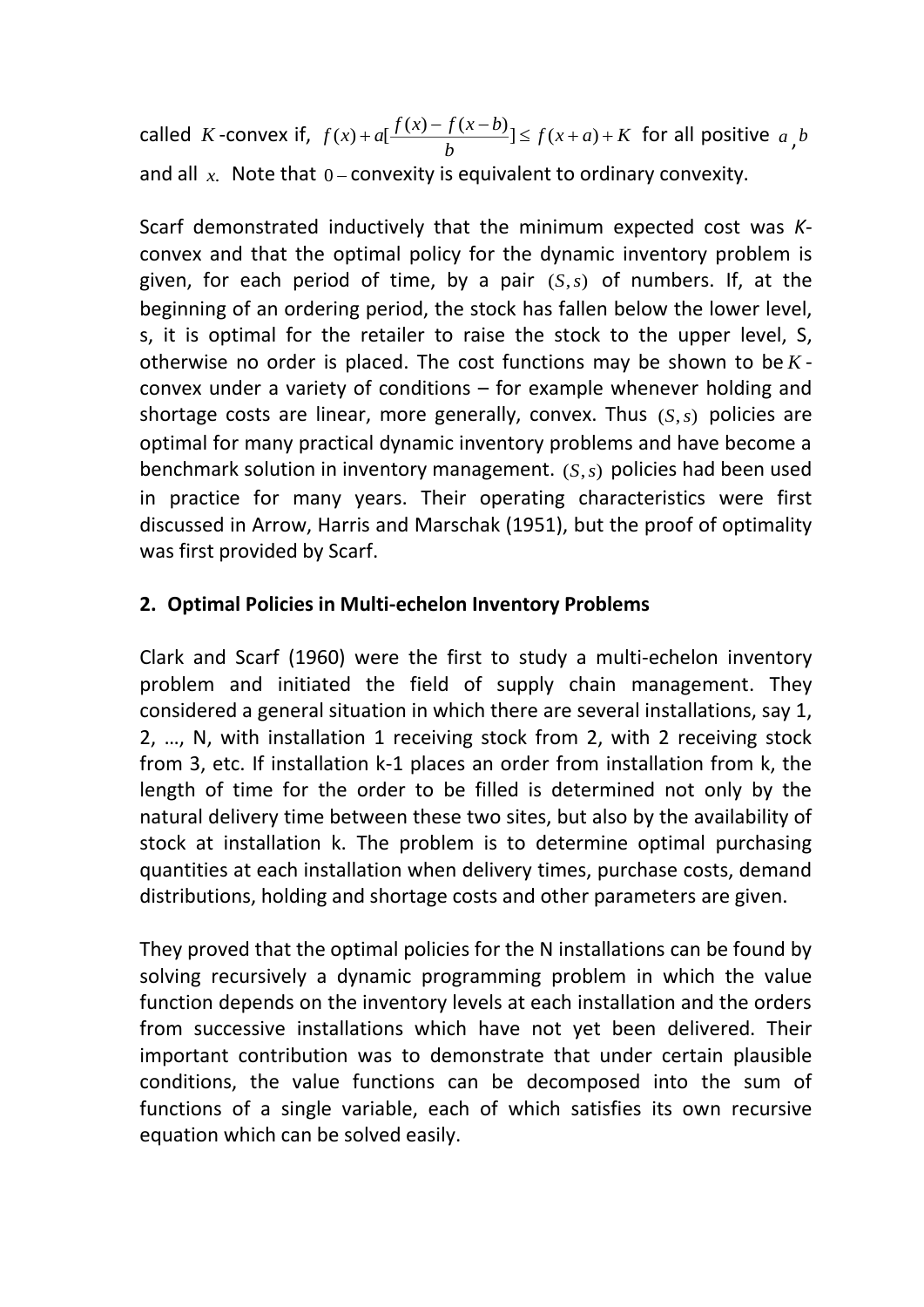called $K$-convex if, $f(x)+a[\frac{f(x)-f(x-b)}{b}]\leq f(x+a)+K$ for all positive $a$, $b$ and all $x$. Note that $0-$convexity is equivalent to ordinary convexity.

Scarf demonstrated inductively that the minimum expected cost was *K*-convex and that the optimal policy for the dynamic inventory problem is given, for each period of time, by a pair $(S,s)$ of numbers. If, at the beginning of an ordering period, the stock has fallen below the lower level, s, it is optimal for the retailer to raise the stock to the upper level, S, otherwise no order is placed. The cost functions may be shown to be $K$-convex under a variety of conditions – for example whenever holding and shortage costs are linear, more generally, convex. Thus $(S,s)$ policies are optimal for many practical dynamic inventory problems and have become a benchmark solution in inventory management. $(S,s)$ policies had been used in practice for many years. Their operating characteristics were first discussed in Arrow, Harris and Marschak (1951), but the proof of optimality was first provided by Scarf.

## 2. Optimal Policies in Multi-echelon Inventory Problems

Clark and Scarf (1960) were the first to study a multi-echelon inventory problem and initiated the field of supply chain management. They considered a general situation in which there are several installations, say 1, 2, …, N, with installation 1 receiving stock from 2, with 2 receiving stock from 3, etc. If installation k-1 places an order from installation from k, the length of time for the order to be filled is determined not only by the natural delivery time between these two sites, but also by the availability of stock at installation k. The problem is to determine optimal purchasing quantities at each installation when delivery times, purchase costs, demand distributions, holding and shortage costs and other parameters are given.

They proved that the optimal policies for the N installations can be found by solving recursively a dynamic programming problem in which the value function depends on the inventory levels at each installation and the orders from successive installations which have not yet been delivered. Their important contribution was to demonstrate that under certain plausible conditions, the value functions can be decomposed into the sum of functions of a single variable, each of which satisfies its own recursive equation which can be solved easily.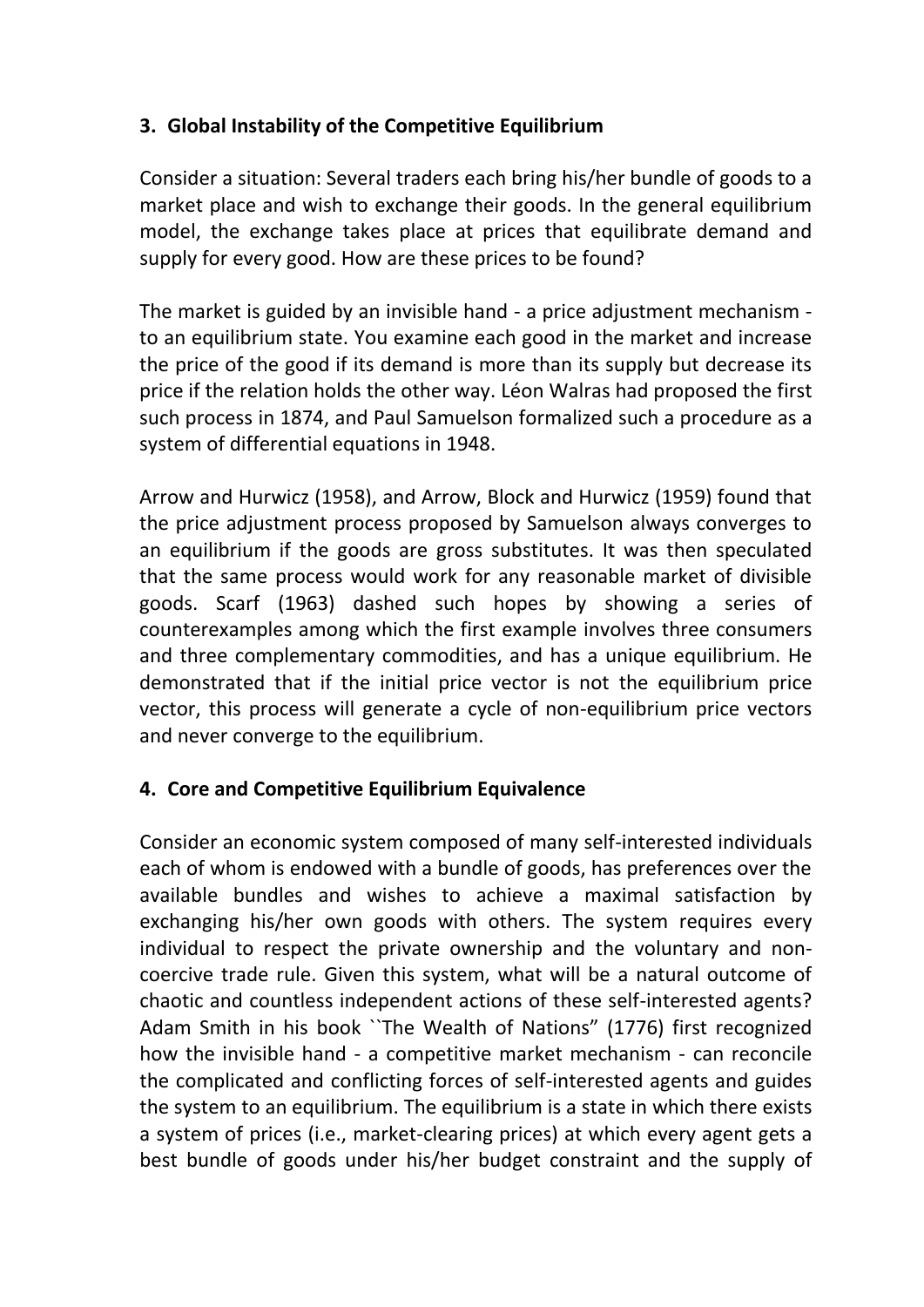## 3. Global Instability of the Competitive Equilibrium

Consider a situation: Several traders each bring his/her bundle of goods to a market place and wish to exchange their goods. In the general equilibrium model, the exchange takes place at prices that equilibrate demand and supply for every good. How are these prices to be found?

The market is guided by an invisible hand - a price adjustment mechanism - to an equilibrium state. You examine each good in the market and increase the price of the good if its demand is more than its supply but decrease its price if the relation holds the other way. Léon Walras had proposed the first such process in 1874, and Paul Samuelson formalized such a procedure as a system of differential equations in 1948.

Arrow and Hurwicz (1958), and Arrow, Block and Hurwicz (1959) found that the price adjustment process proposed by Samuelson always converges to an equilibrium if the goods are gross substitutes. It was then speculated that the same process would work for any reasonable market of divisible goods. Scarf (1963) dashed such hopes by showing a series of counterexamples among which the first example involves three consumers and three complementary commodities, and has a unique equilibrium. He demonstrated that if the initial price vector is not the equilibrium price vector, this process will generate a cycle of non-equilibrium price vectors and never converge to the equilibrium.

## 4. Core and Competitive Equilibrium Equivalence

Consider an economic system composed of many self-interested individuals each of whom is endowed with a bundle of goods, has preferences over the available bundles and wishes to achieve a maximal satisfaction by exchanging his/her own goods with others. The system requires every individual to respect the private ownership and the voluntary and non-coercive trade rule. Given this system, what will be a natural outcome of chaotic and countless independent actions of these self-interested agents? Adam Smith in his book ``The Wealth of Nations” (1776) first recognized how the invisible hand - a competitive market mechanism - can reconcile the complicated and conflicting forces of self-interested agents and guides the system to an equilibrium. The equilibrium is a state in which there exists a system of prices (i.e., market-clearing prices) at which every agent gets a best bundle of goods under his/her budget constraint and the supply of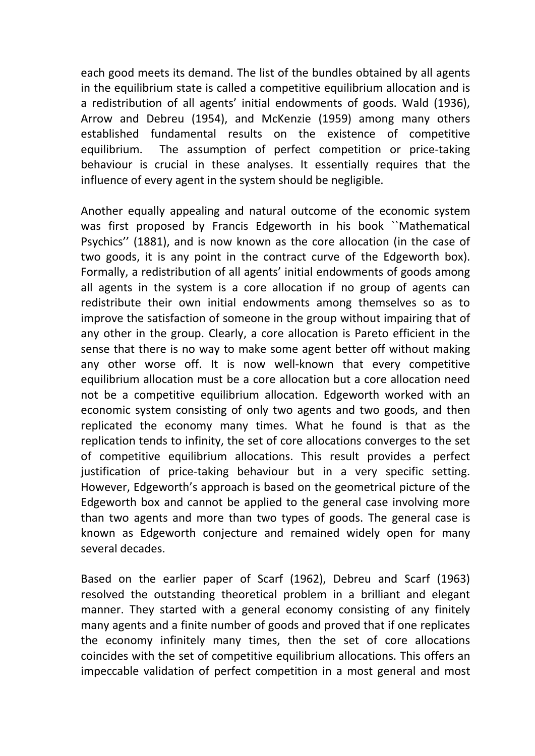each good meets its demand. The list of the bundles obtained by all agents in the equilibrium state is called a competitive equilibrium allocation and is a redistribution of all agents' initial endowments of goods. Wald (1936), Arrow and Debreu (1954), and McKenzie (1959) among many others established fundamental results on the existence of competitive equilibrium. The assumption of perfect competition or price-taking behaviour is crucial in these analyses. It essentially requires that the influence of every agent in the system should be negligible.

Another equally appealing and natural outcome of the economic system was first proposed by Francis Edgeworth in his book ``Mathematical Psychics'' (1881), and is now known as the core allocation (in the case of two goods, it is any point in the contract curve of the Edgeworth box). Formally, a redistribution of all agents' initial endowments of goods among all agents in the system is a core allocation if no group of agents can redistribute their own initial endowments among themselves so as to improve the satisfaction of someone in the group without impairing that of any other in the group. Clearly, a core allocation is Pareto efficient in the sense that there is no way to make some agent better off without making any other worse off. It is now well-known that every competitive equilibrium allocation must be a core allocation but a core allocation need not be a competitive equilibrium allocation. Edgeworth worked with an economic system consisting of only two agents and two goods, and then replicated the economy many times. What he found is that as the replication tends to infinity, the set of core allocations converges to the set of competitive equilibrium allocations. This result provides a perfect justification of price-taking behaviour but in a very specific setting. However, Edgeworth's approach is based on the geometrical picture of the Edgeworth box and cannot be applied to the general case involving more than two agents and more than two types of goods. The general case is known as Edgeworth conjecture and remained widely open for many several decades.

Based on the earlier paper of Scarf (1962), Debreu and Scarf (1963) resolved the outstanding theoretical problem in a brilliant and elegant manner. They started with a general economy consisting of any finitely many agents and a finite number of goods and proved that if one replicates the economy infinitely many times, then the set of core allocations coincides with the set of competitive equilibrium allocations. This offers an impeccable validation of perfect competition in a most general and most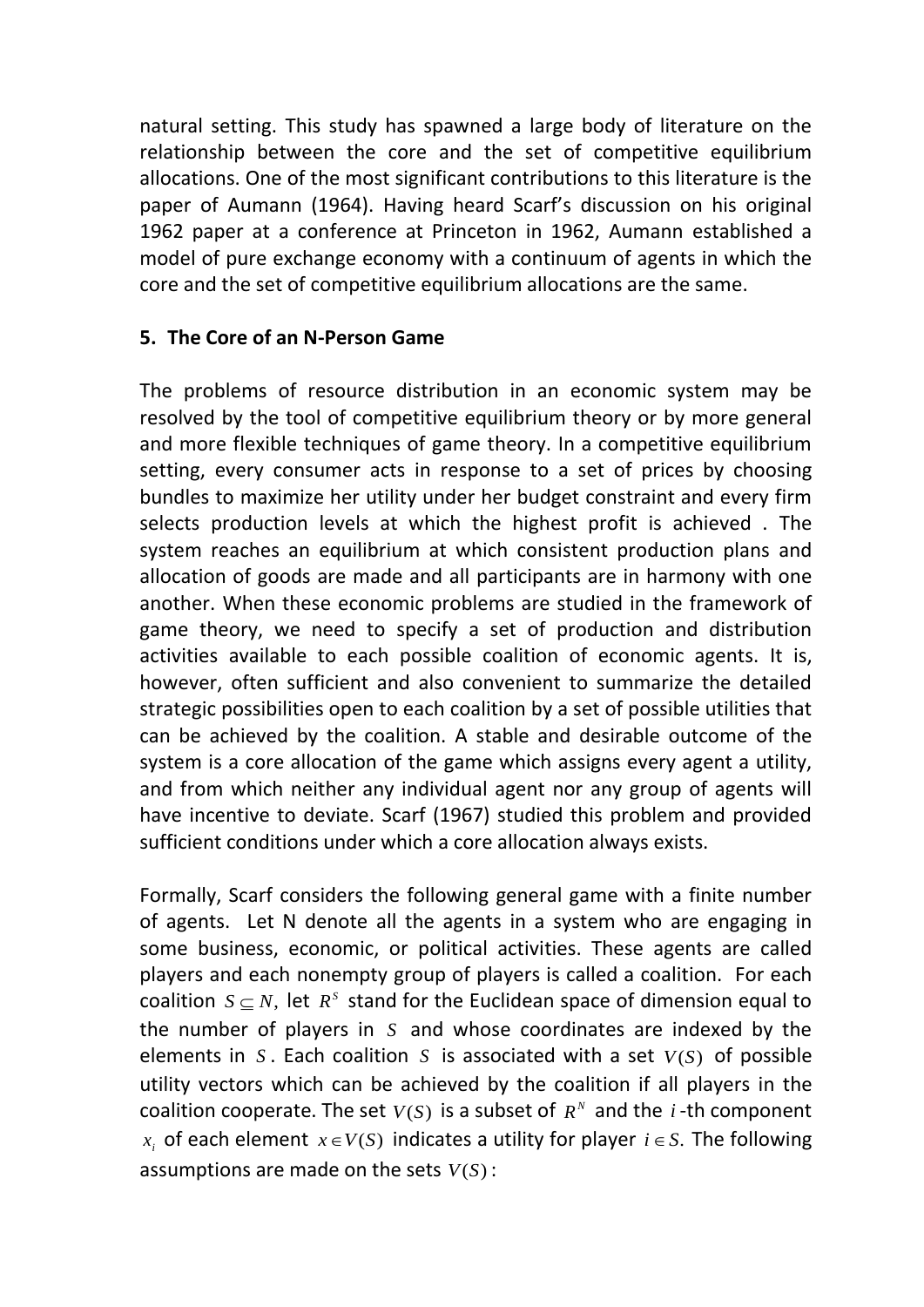natural setting. This study has spawned a large body of literature on the relationship between the core and the set of competitive equilibrium allocations. One of the most significant contributions to this literature is the paper of Aumann (1964). Having heard Scarf's discussion on his original 1962 paper at a conference at Princeton in 1962, Aumann established a model of pure exchange economy with a continuum of agents in which the core and the set of competitive equilibrium allocations are the same.

## 5. The Core of an N-Person Game

The problems of resource distribution in an economic system may be resolved by the tool of competitive equilibrium theory or by more general and more flexible techniques of game theory. In a competitive equilibrium setting, every consumer acts in response to a set of prices by choosing bundles to maximize her utility under her budget constraint and every firm selects production levels at which the highest profit is achieved . The system reaches an equilibrium at which consistent production plans and allocation of goods are made and all participants are in harmony with one another. When these economic problems are studied in the framework of game theory, we need to specify a set of production and distribution activities available to each possible coalition of economic agents. It is, however, often sufficient and also convenient to summarize the detailed strategic possibilities open to each coalition by a set of possible utilities that can be achieved by the coalition. A stable and desirable outcome of the system is a core allocation of the game which assigns every agent a utility, and from which neither any individual agent nor any group of agents will have incentive to deviate. Scarf (1967) studied this problem and provided sufficient conditions under which a core allocation always exists.

Formally, Scarf considers the following general game with a finite number of agents. Let N denote all the agents in a system who are engaging in some business, economic, or political activities. These agents are called players and each nonempty group of players is called a coalition. For each coalition $S \subseteq N$, let $R^S$ stand for the Euclidean space of dimension equal to the number of players in $S$ and whose coordinates are indexed by the elements in $S$. Each coalition $S$ is associated with a set $V(S)$ of possible utility vectors which can be achieved by the coalition if all players in the coalition cooperate. The set $V(S)$ is a subset of $R^N$ and the $i$-th component $x_i$ of each element $x \in V(S)$ indicates a utility for player $i \in S$. The following assumptions are made on the sets $V(S)$ :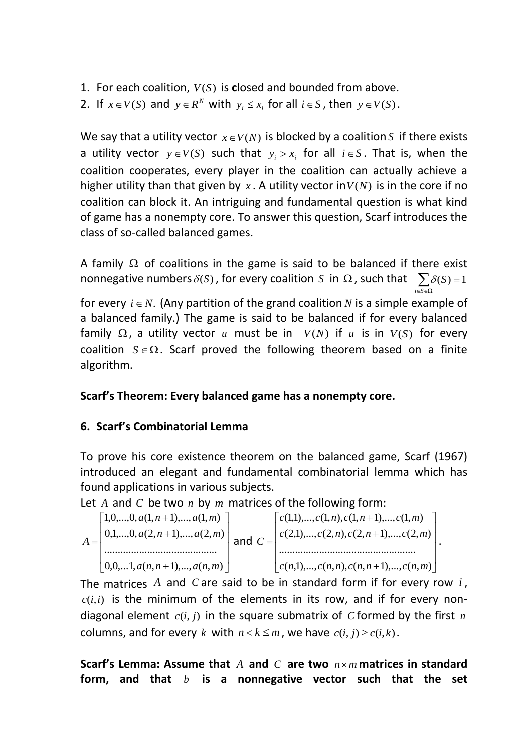1. For each coalition, $V(S)$ is **c**losed and bounded from above.
2. If $x \in V(S)$ and $y \in R^N$ with $y_i \le x_i$ for all $i \in S$, then $y \in V(S)$.

We say that a utility vector $x \in V(N)$ is blocked by a coalition $S$ if there exists a utility vector $y \in V(S)$ such that $y_i > x_i$ for all $i \in S$. That is, when the coalition cooperates, every player in the coalition can actually achieve a higher utility than that given by $x$. A utility vector in $V(N)$ is in the core if no coalition can block it. An intriguing and fundamental question is what kind of game has a nonempty core. To answer this question, Scarf introduces the class of so-called balanced games.

A family $\Omega$ of coalitions in the game is said to be balanced if there exist nonnegative numbers $\delta(S)$, for every coalition $S$ in $\Omega$, such that $\sum_{i \in S \in \Omega} \delta(S) = 1$ for every $i \in N$. (Any partition of the grand coalition $N$ is a simple example of a balanced family.) The game is said to be balanced if for every balanced family $\Omega$, a utility vector $u$ must be in $V(N)$ if $u$ is in $V(S)$ for every coalition $S \in \Omega$. Scarf proved the following theorem based on a finite algorithm.

**Scarf's Theorem: Every balanced game has a nonempty core.**

## 6. Scarf's Combinatorial Lemma

To prove his core existence theorem on the balanced game, Scarf (1967) introduced an elegant and fundamental combinatorial lemma which has found applications in various subjects.

Let $A$ and $C$ be two $n$ by $m$ matrices of the following form:

$$A = \begin{bmatrix} 1,0,\ldots,0,a(1,n+1),\ldots,a(1,m) \\ 0,1,\ldots,0,a(2,n+1),\ldots,a(2,m) \\ \ldots\ldots\ldots\ldots\ldots\ldots\ldots\ldots\ldots\ldots \\ 0,0,\ldots1,a(n,n+1),\ldots,a(n,m) \end{bmatrix} \text{ and } C = \begin{bmatrix} c(1,1),\ldots,c(1,n),c(1,n+1),\ldots,c(1,m) \\ c(2,1),\ldots,c(2,n),c(2,n+1),\ldots,c(2,m) \\ \ldots\ldots\ldots\ldots\ldots\ldots\ldots\ldots\ldots\ldots\ldots\ldots \\ c(n,1),\ldots,c(n,n),c(n,n+1),\ldots,c(n,m) \end{bmatrix}.$$

The matrices $A$ and $C$ are said to be in standard form if for every row $i$, $c(i,i)$ is the minimum of the elements in its row, and if for every non-diagonal element $c(i,j)$ in the square submatrix of $C$ formed by the first $n$ columns, and for every $k$ with $n < k \le m$, we have $c(i,j) \ge c(i,k)$.

**Scarf's Lemma: Assume that $A$ and $C$ are two $n \times m$ matrices in standard form, and that $b$ is a nonnegative vector such that the set**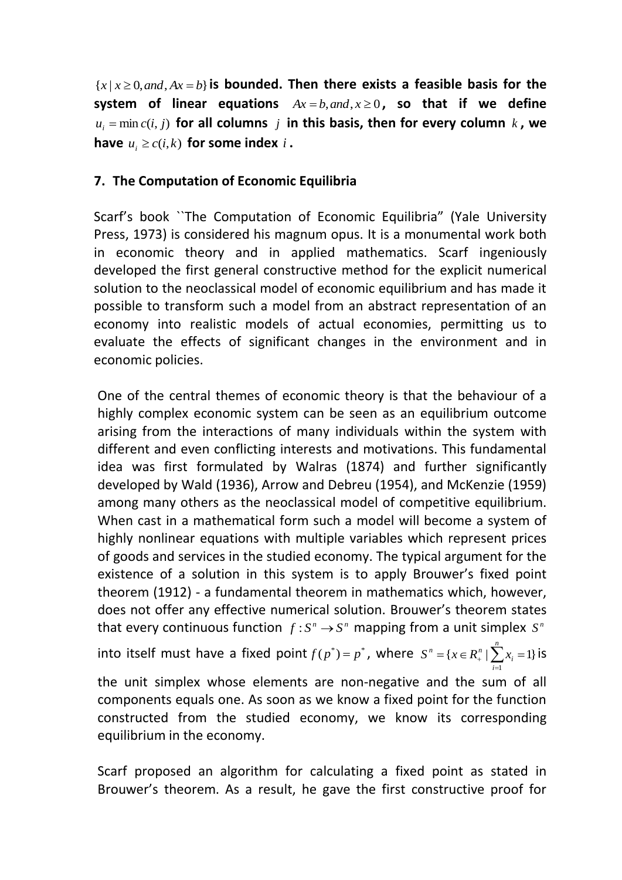**$\{x \mid x \geq 0, and, Ax = b\}$ is bounded. Then there exists a feasible basis for the system of linear equations $Ax = b, and, x \geq 0$, so that if we define $u_i = \min c(i, j)$ for all columns $j$ in this basis, then for every column $k$, we have $u_i \geq c(i,k)$ for some index $i$.**

## 7. The Computation of Economic Equilibria

Scarf's book ``The Computation of Economic Equilibria" (Yale University Press, 1973) is considered his magnum opus. It is a monumental work both in economic theory and in applied mathematics. Scarf ingeniously developed the first general constructive method for the explicit numerical solution to the neoclassical model of economic equilibrium and has made it possible to transform such a model from an abstract representation of an economy into realistic models of actual economies, permitting us to evaluate the effects of significant changes in the environment and in economic policies.

One of the central themes of economic theory is that the behaviour of a highly complex economic system can be seen as an equilibrium outcome arising from the interactions of many individuals within the system with different and even conflicting interests and motivations. This fundamental idea was first formulated by Walras (1874) and further significantly developed by Wald (1936), Arrow and Debreu (1954), and McKenzie (1959) among many others as the neoclassical model of competitive equilibrium. When cast in a mathematical form such a model will become a system of highly nonlinear equations with multiple variables which represent prices of goods and services in the studied economy. The typical argument for the existence of a solution in this system is to apply Brouwer's fixed point theorem (1912) - a fundamental theorem in mathematics which, however, does not offer any effective numerical solution. Brouwer's theorem states that every continuous function $f: S^n \to S^n$ mapping from a unit simplex $S^n$ into itself must have a fixed point $f(p^*) = p^*$, where $S^n = \{x \in R_+^n \mid \sum_{i=1}^{n} x_i = 1\}$ is the unit simplex whose elements are non-negative and the sum of all components equals one. As soon as we know a fixed point for the function constructed from the studied economy, we know its corresponding equilibrium in the economy.

Scarf proposed an algorithm for calculating a fixed point as stated in Brouwer's theorem. As a result, he gave the first constructive proof for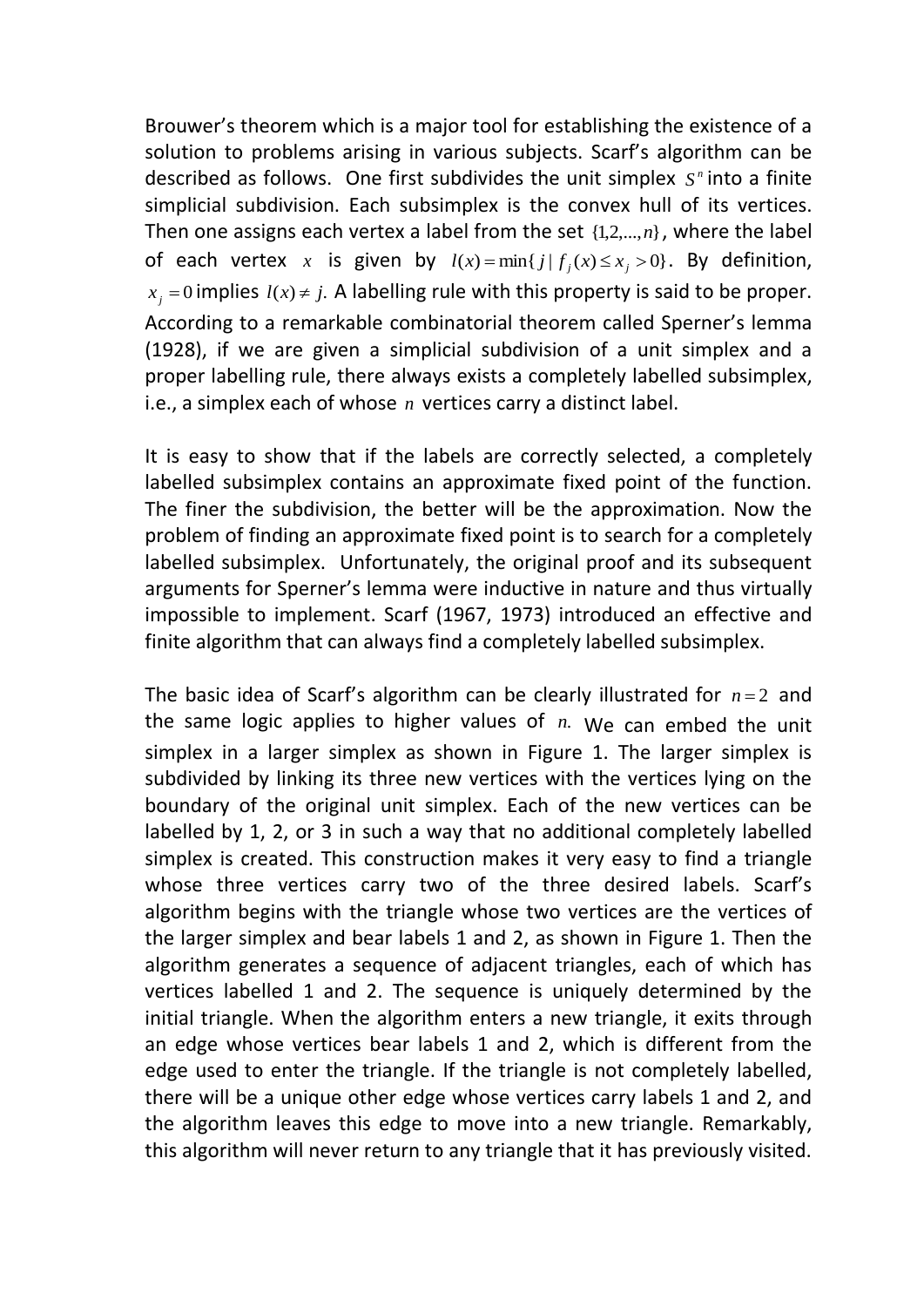Brouwer's theorem which is a major tool for establishing the existence of a solution to problems arising in various subjects. Scarf's algorithm can be described as follows. One first subdivides the unit simplex $S^n$ into a finite simplicial subdivision. Each subsimplex is the convex hull of its vertices. Then one assigns each vertex a label from the set $\{1,2,...,n\}$, where the label of each vertex $x$ is given by $l(x) = \min\{j \mid f_j(x) \leq x_j > 0\}$. By definition, $x_j = 0$ implies $l(x) \neq j$. A labelling rule with this property is said to be proper. According to a remarkable combinatorial theorem called Sperner's lemma (1928), if we are given a simplicial subdivision of a unit simplex and a proper labelling rule, there always exists a completely labelled subsimplex, i.e., a simplex each of whose $n$ vertices carry a distinct label.

It is easy to show that if the labels are correctly selected, a completely labelled subsimplex contains an approximate fixed point of the function. The finer the subdivision, the better will be the approximation. Now the problem of finding an approximate fixed point is to search for a completely labelled subsimplex. Unfortunately, the original proof and its subsequent arguments for Sperner's lemma were inductive in nature and thus virtually impossible to implement. Scarf (1967, 1973) introduced an effective and finite algorithm that can always find a completely labelled subsimplex.

The basic idea of Scarf's algorithm can be clearly illustrated for $n = 2$ and the same logic applies to higher values of $n$. We can embed the unit simplex in a larger simplex as shown in Figure 1. The larger simplex is subdivided by linking its three new vertices with the vertices lying on the boundary of the original unit simplex. Each of the new vertices can be labelled by 1, 2, or 3 in such a way that no additional completely labelled simplex is created. This construction makes it very easy to find a triangle whose three vertices carry two of the three desired labels. Scarf's algorithm begins with the triangle whose two vertices are the vertices of the larger simplex and bear labels 1 and 2, as shown in Figure 1. Then the algorithm generates a sequence of adjacent triangles, each of which has vertices labelled 1 and 2. The sequence is uniquely determined by the initial triangle. When the algorithm enters a new triangle, it exits through an edge whose vertices bear labels 1 and 2, which is different from the edge used to enter the triangle. If the triangle is not completely labelled, there will be a unique other edge whose vertices carry labels 1 and 2, and the algorithm leaves this edge to move into a new triangle. Remarkably, this algorithm will never return to any triangle that it has previously visited.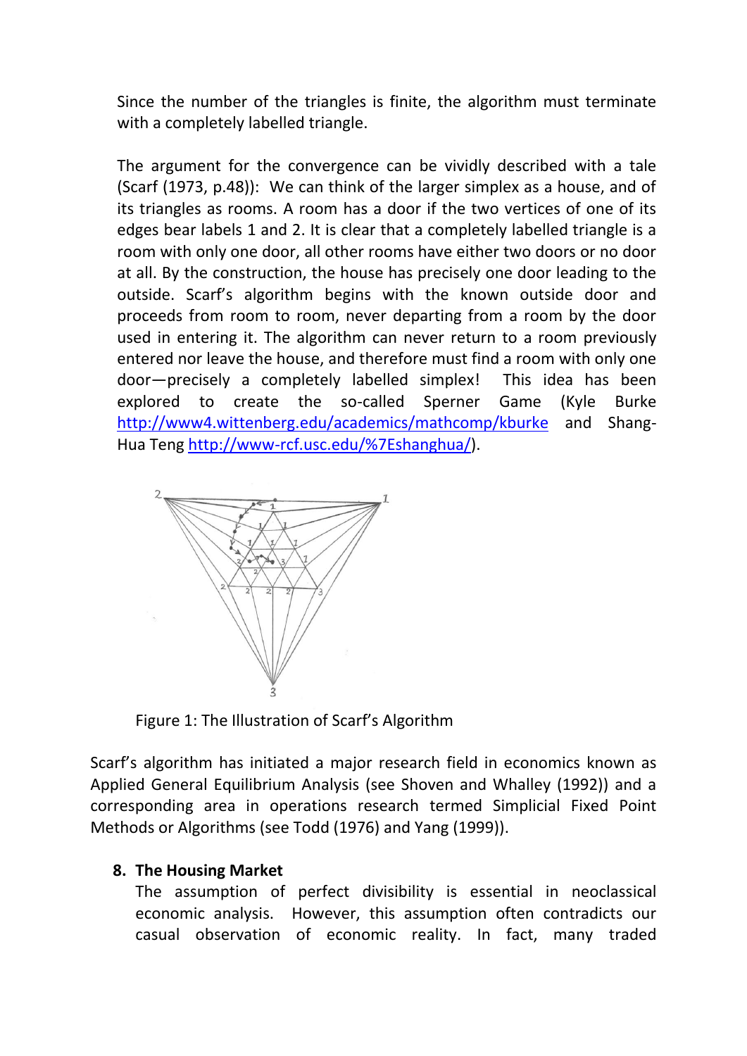Since the number of the triangles is finite, the algorithm must terminate with a completely labelled triangle.

The argument for the convergence can be vividly described with a tale (Scarf (1973, p.48)): We can think of the larger simplex as a house, and of its triangles as rooms. A room has a door if the two vertices of one of its edges bear labels 1 and 2. It is clear that a completely labelled triangle is a room with only one door, all other rooms have either two doors or no door at all. By the construction, the house has precisely one door leading to the outside. Scarf's algorithm begins with the known outside door and proceeds from room to room, never departing from a room by the door used in entering it. The algorithm can never return to a room previously entered nor leave the house, and therefore must find a room with only one door—precisely a completely labelled simplex! This idea has been explored to create the so-called Sperner Game (Kyle Burke http://www4.wittenberg.edu/academics/mathcomp/kburke and Shang-Hua Teng http://www-rcf.usc.edu/%7Eshanghua/).

Figure 1: The Illustration of Scarf's Algorithm

Scarf's algorithm has initiated a major research field in economics known as Applied General Equilibrium Analysis (see Shoven and Whalley (1992)) and a corresponding area in operations research termed Simplicial Fixed Point Methods or Algorithms (see Todd (1976) and Yang (1999)).

## 8. The Housing Market

The assumption of perfect divisibility is essential in neoclassical economic analysis. However, this assumption often contradicts our casual observation of economic reality. In fact, many traded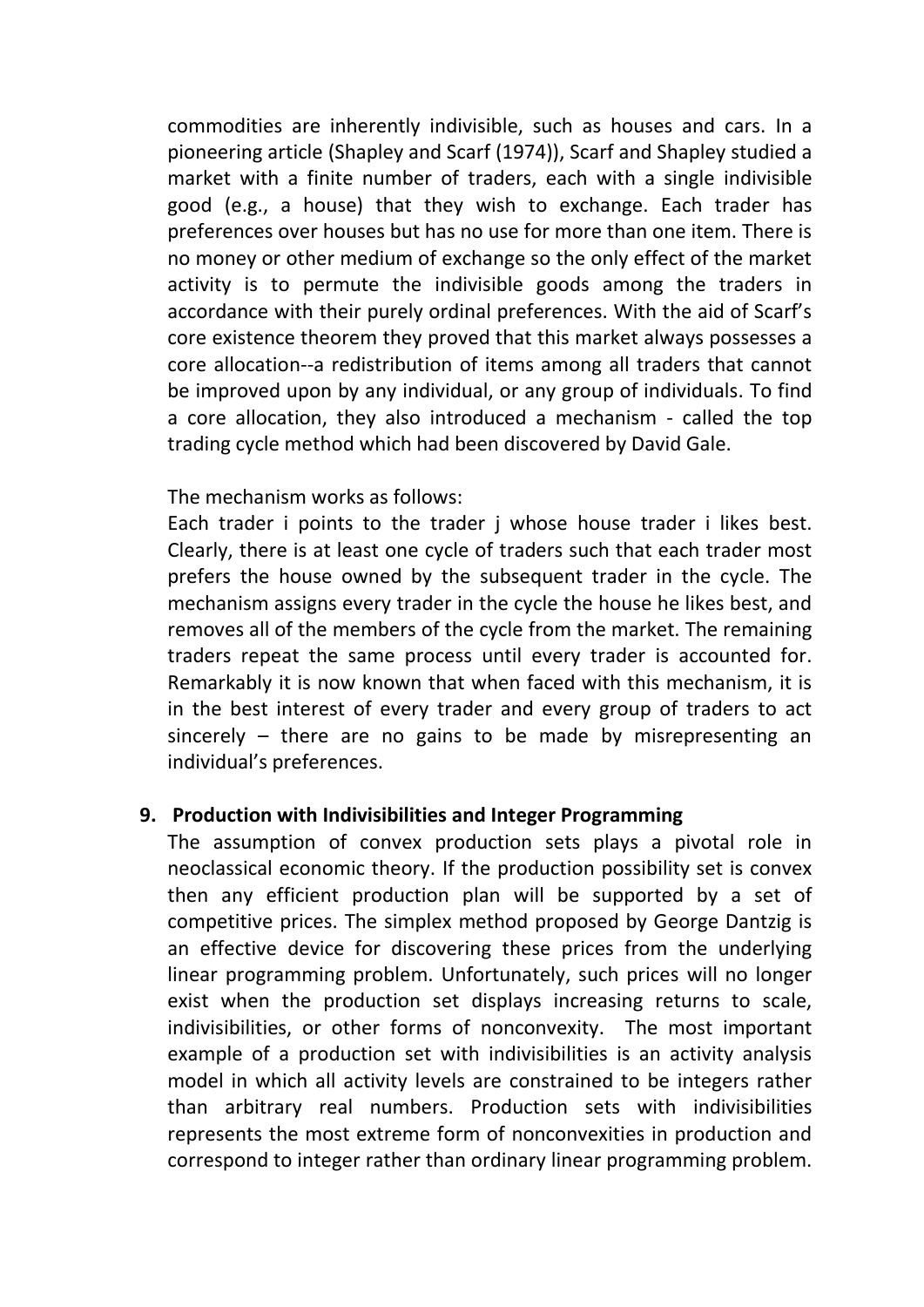commodities are inherently indivisible, such as houses and cars. In a pioneering article (Shapley and Scarf (1974)), Scarf and Shapley studied a market with a finite number of traders, each with a single indivisible good (e.g., a house) that they wish to exchange. Each trader has preferences over houses but has no use for more than one item. There is no money or other medium of exchange so the only effect of the market activity is to permute the indivisible goods among the traders in accordance with their purely ordinal preferences. With the aid of Scarf's core existence theorem they proved that this market always possesses a core allocation--a redistribution of items among all traders that cannot be improved upon by any individual, or any group of individuals. To find a core allocation, they also introduced a mechanism - called the top trading cycle method which had been discovered by David Gale.

The mechanism works as follows:
Each trader i points to the trader j whose house trader i likes best. Clearly, there is at least one cycle of traders such that each trader most prefers the house owned by the subsequent trader in the cycle. The mechanism assigns every trader in the cycle the house he likes best, and removes all of the members of the cycle from the market. The remaining traders repeat the same process until every trader is accounted for. Remarkably it is now known that when faced with this mechanism, it is in the best interest of every trader and every group of traders to act sincerely – there are no gains to be made by misrepresenting an individual's preferences.

## 9. Production with Indivisibilities and Integer Programming

The assumption of convex production sets plays a pivotal role in neoclassical economic theory. If the production possibility set is convex then any efficient production plan will be supported by a set of competitive prices. The simplex method proposed by George Dantzig is an effective device for discovering these prices from the underlying linear programming problem. Unfortunately, such prices will no longer exist when the production set displays increasing returns to scale, indivisibilities, or other forms of nonconvexity. The most important example of a production set with indivisibilities is an activity analysis model in which all activity levels are constrained to be integers rather than arbitrary real numbers. Production sets with indivisibilities represents the most extreme form of nonconvexities in production and correspond to integer rather than ordinary linear programming problem.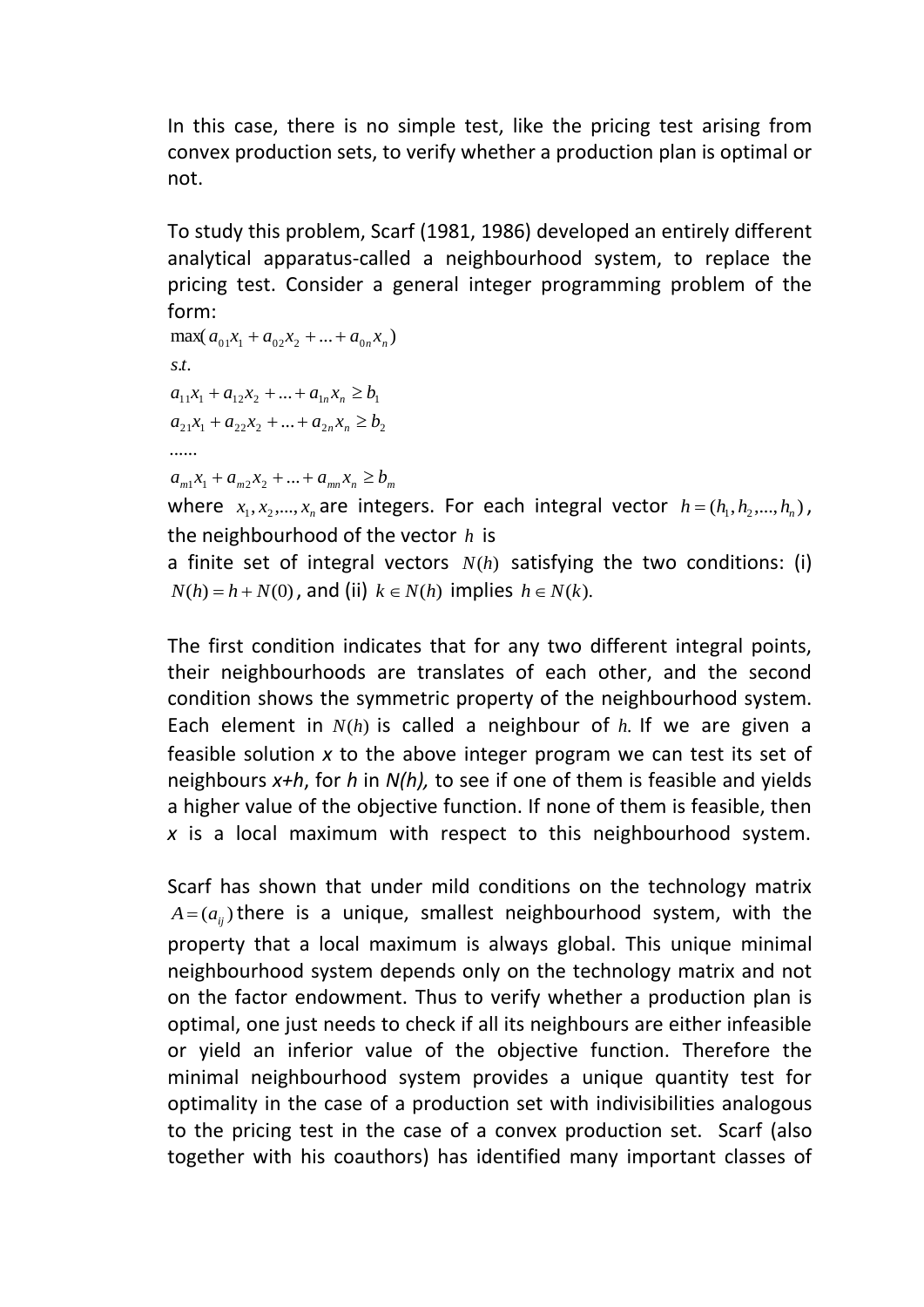In this case, there is no simple test, like the pricing test arising from convex production sets, to verify whether a production plan is optimal or not.

To study this problem, Scarf (1981, 1986) developed an entirely different analytical apparatus-called a neighbourhood system, to replace the pricing test. Consider a general integer programming problem of the form:

$$
\begin{aligned}
&\max(a_{01}x_1 + a_{02}x_2 + ... + a_{0n}x_n) \\
&s.t. \\
&a_{11}x_1 + a_{12}x_2 + ... + a_{1n}x_n \geq b_1 \\
&a_{21}x_1 + a_{22}x_2 + ... + a_{2n}x_n \geq b_2 \\
&...... \\
&a_{m1}x_1 + a_{m2}x_2 + ... + a_{mn}x_n \geq b_m
\end{aligned}
$$

where $x_1, x_2, ..., x_n$ are integers. For each integral vector $h = (h_1, h_2, ..., h_n)$, the neighbourhood of the vector $h$ is a finite set of integral vectors $N(h)$ satisfying the two conditions: (i) $N(h) = h + N(0)$, and (ii) $k \in N(h)$ implies $h \in N(k)$.

The first condition indicates that for any two different integral points, their neighbourhoods are translates of each other, and the second condition shows the symmetric property of the neighbourhood system. Each element in $N(h)$ is called a neighbour of $h$. If we are given a feasible solution *x* to the above integer program we can test its set of neighbours *x+h*, for *h* in *N(h),* to see if one of them is feasible and yields a higher value of the objective function. If none of them is feasible, then *x* is a local maximum with respect to this neighbourhood system.

Scarf has shown that under mild conditions on the technology matrix $A = (a_{ij})$ there is a unique, smallest neighbourhood system, with the property that a local maximum is always global. This unique minimal neighbourhood system depends only on the technology matrix and not on the factor endowment. Thus to verify whether a production plan is optimal, one just needs to check if all its neighbours are either infeasible or yield an inferior value of the objective function. Therefore the minimal neighbourhood system provides a unique quantity test for optimality in the case of a production set with indivisibilities analogous to the pricing test in the case of a convex production set. Scarf (also together with his coauthors) has identified many important classes of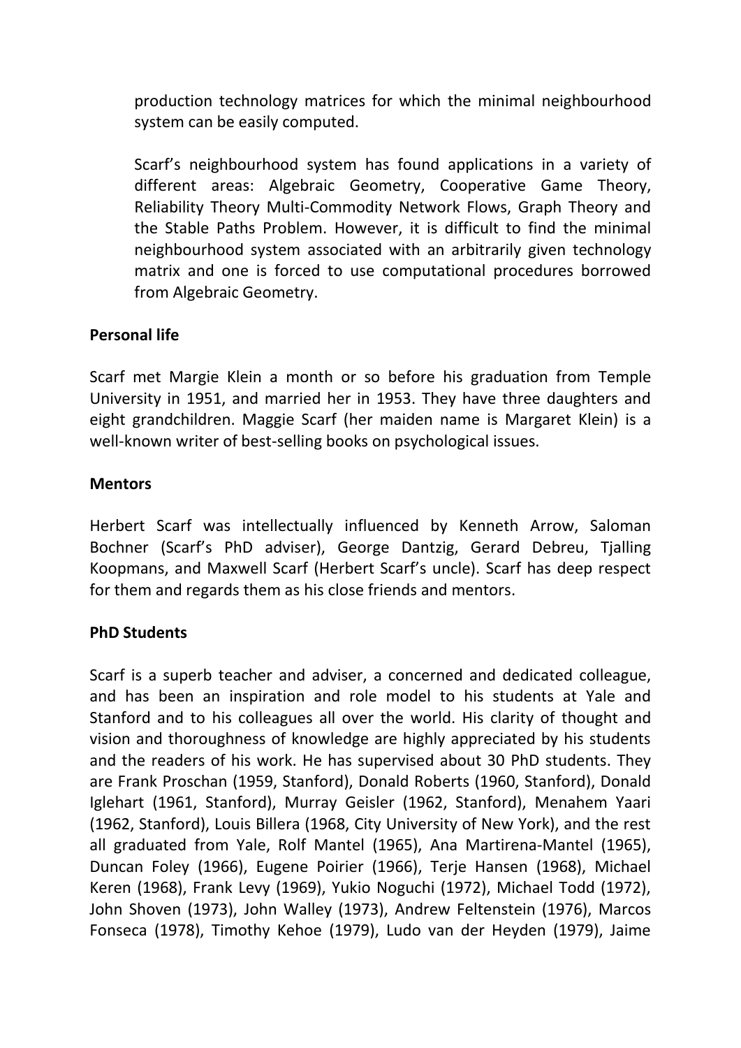production technology matrices for which the minimal neighbourhood system can be easily computed.

Scarf's neighbourhood system has found applications in a variety of different areas: Algebraic Geometry, Cooperative Game Theory, Reliability Theory Multi-Commodity Network Flows, Graph Theory and the Stable Paths Problem. However, it is difficult to find the minimal neighbourhood system associated with an arbitrarily given technology matrix and one is forced to use computational procedures borrowed from Algebraic Geometry.

**Personal life**

Scarf met Margie Klein a month or so before his graduation from Temple University in 1951, and married her in 1953. They have three daughters and eight grandchildren. Maggie Scarf (her maiden name is Margaret Klein) is a well-known writer of best-selling books on psychological issues.

**Mentors**

Herbert Scarf was intellectually influenced by Kenneth Arrow, Saloman Bochner (Scarf's PhD adviser), George Dantzig, Gerard Debreu, Tjalling Koopmans, and Maxwell Scarf (Herbert Scarf's uncle). Scarf has deep respect for them and regards them as his close friends and mentors.

**PhD Students**

Scarf is a superb teacher and adviser, a concerned and dedicated colleague, and has been an inspiration and role model to his students at Yale and Stanford and to his colleagues all over the world. His clarity of thought and vision and thoroughness of knowledge are highly appreciated by his students and the readers of his work. He has supervised about 30 PhD students. They are Frank Proschan (1959, Stanford), Donald Roberts (1960, Stanford), Donald Iglehart (1961, Stanford), Murray Geisler (1962, Stanford), Menahem Yaari (1962, Stanford), Louis Billera (1968, City University of New York), and the rest all graduated from Yale, Rolf Mantel (1965), Ana Martirena-Mantel (1965), Duncan Foley (1966), Eugene Poirier (1966), Terje Hansen (1968), Michael Keren (1968), Frank Levy (1969), Yukio Noguchi (1972), Michael Todd (1972), John Shoven (1973), John Walley (1973), Andrew Feltenstein (1976), Marcos Fonseca (1978), Timothy Kehoe (1979), Ludo van der Heyden (1979), Jaime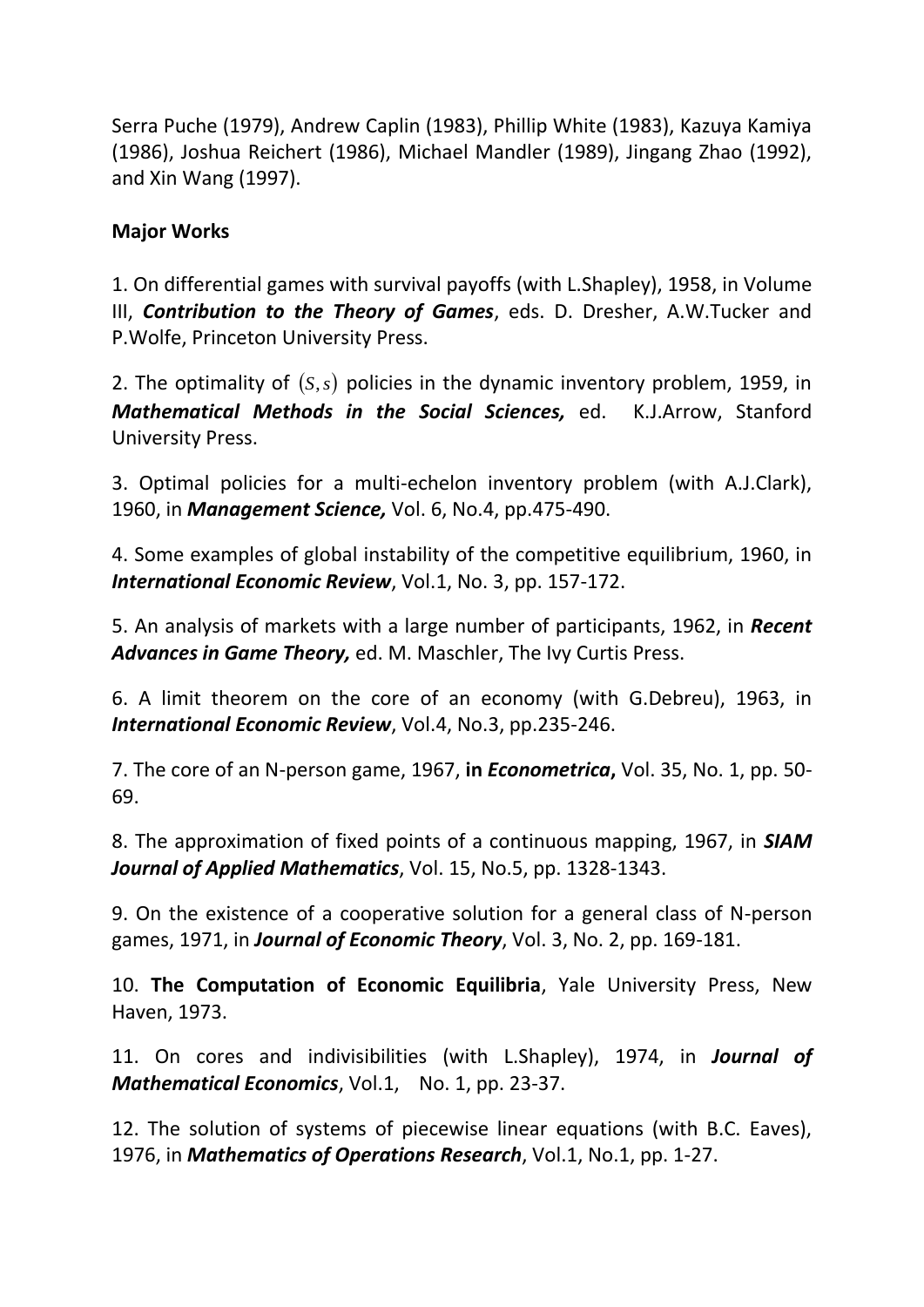Serra Puche (1979), Andrew Caplin (1983), Phillip White (1983), Kazuya Kamiya (1986), Joshua Reichert (1986), Michael Mandler (1989), Jingang Zhao (1992), and Xin Wang (1997).

**Major Works**

1. On differential games with survival payoffs (with L.Shapley), 1958, in Volume III, ***Contribution to the Theory of Games***, eds. D. Dresher, A.W.Tucker and P.Wolfe, Princeton University Press.

2. The optimality of $(S,s)$ policies in the dynamic inventory problem, 1959, in ***Mathematical Methods in the Social Sciences,*** ed. K.J.Arrow, Stanford University Press.

3. Optimal policies for a multi-echelon inventory problem (with A.J.Clark), 1960, in ***Management Science,*** Vol. 6, No.4, pp.475-490.

4. Some examples of global instability of the competitive equilibrium, 1960, in ***International Economic Review***, Vol.1, No. 3, pp. 157-172.

5. An analysis of markets with a large number of participants, 1962, in ***Recent Advances in Game Theory,*** ed. M. Maschler, The Ivy Curtis Press.

6. A limit theorem on the core of an economy (with G.Debreu), 1963, in ***International Economic Review***, Vol.4, No.3, pp.235-246.

7. The core of an N-person game, 1967, **in *Econometrica*,** Vol. 35, No. 1, pp. 50-69.

8. The approximation of fixed points of a continuous mapping, 1967, in ***SIAM Journal of Applied Mathematics***, Vol. 15, No.5, pp. 1328-1343.

9. On the existence of a cooperative solution for a general class of N-person games, 1971, in ***Journal of Economic Theory***, Vol. 3, No. 2, pp. 169-181.

10. **The Computation of Economic Equilibria**, Yale University Press, New Haven, 1973.

11. On cores and indivisibilities (with L.Shapley), 1974, in ***Journal of Mathematical Economics***, Vol.1, No. 1, pp. 23-37.

12. The solution of systems of piecewise linear equations (with B.C. Eaves), 1976, in ***Mathematics of Operations Research***, Vol.1, No.1, pp. 1-27.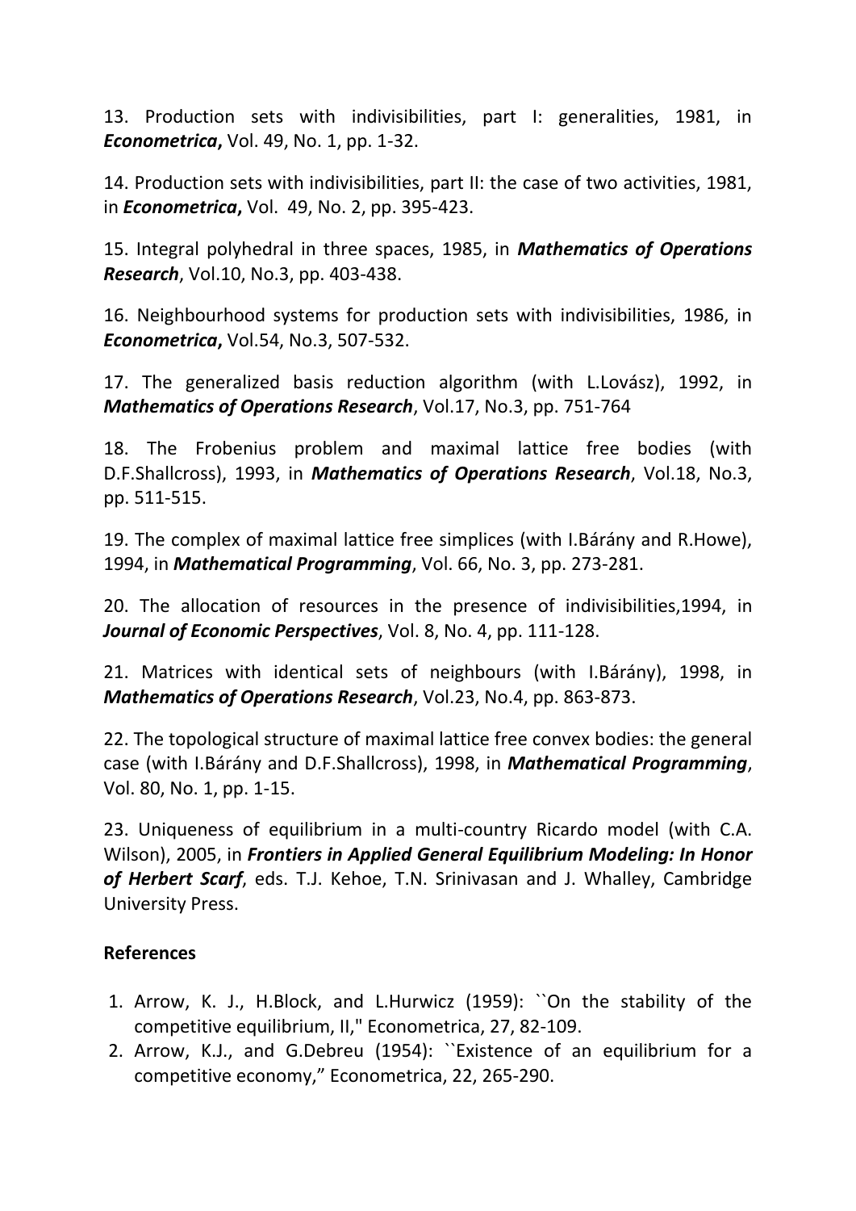13. Production sets with indivisibilities, part I: generalities, 1981, in ***Econometrica*****,** Vol. 49, No. 1, pp. 1-32.

14. Production sets with indivisibilities, part II: the case of two activities, 1981, in ***Econometrica*****,** Vol. 49, No. 2, pp. 395-423.

15. Integral polyhedral in three spaces, 1985, in ***Mathematics of Operations Research***, Vol.10, No.3, pp. 403-438.

16. Neighbourhood systems for production sets with indivisibilities, 1986, in ***Econometrica*****,** Vol.54, No.3, 507-532.

17. The generalized basis reduction algorithm (with L.Lovász), 1992, in ***Mathematics of Operations Research***, Vol.17, No.3, pp. 751-764

18. The Frobenius problem and maximal lattice free bodies (with D.F.Shallcross), 1993, in ***Mathematics of Operations Research***, Vol.18, No.3, pp. 511-515.

19. The complex of maximal lattice free simplices (with I.Bárány and R.Howe), 1994, in ***Mathematical Programming***, Vol. 66, No. 3, pp. 273-281.

20. The allocation of resources in the presence of indivisibilities,1994, in ***Journal of Economic Perspectives***, Vol. 8, No. 4, pp. 111-128.

21. Matrices with identical sets of neighbours (with I.Bárány), 1998, in ***Mathematics of Operations Research***, Vol.23, No.4, pp. 863-873.

22. The topological structure of maximal lattice free convex bodies: the general case (with I.Bárány and D.F.Shallcross), 1998, in ***Mathematical Programming***, Vol. 80, No. 1, pp. 1-15.

23. Uniqueness of equilibrium in a multi-country Ricardo model (with C.A. Wilson), 2005, in ***Frontiers in Applied General Equilibrium Modeling: In Honor of Herbert Scarf***, eds. T.J. Kehoe, T.N. Srinivasan and J. Whalley, Cambridge University Press.

**References**

1. Arrow, K. J., H.Block, and L.Hurwicz (1959): ``On the stability of the competitive equilibrium, II," Econometrica, 27, 82-109.
2. Arrow, K.J., and G.Debreu (1954): ``Existence of an equilibrium for a competitive economy," Econometrica, 22, 265-290.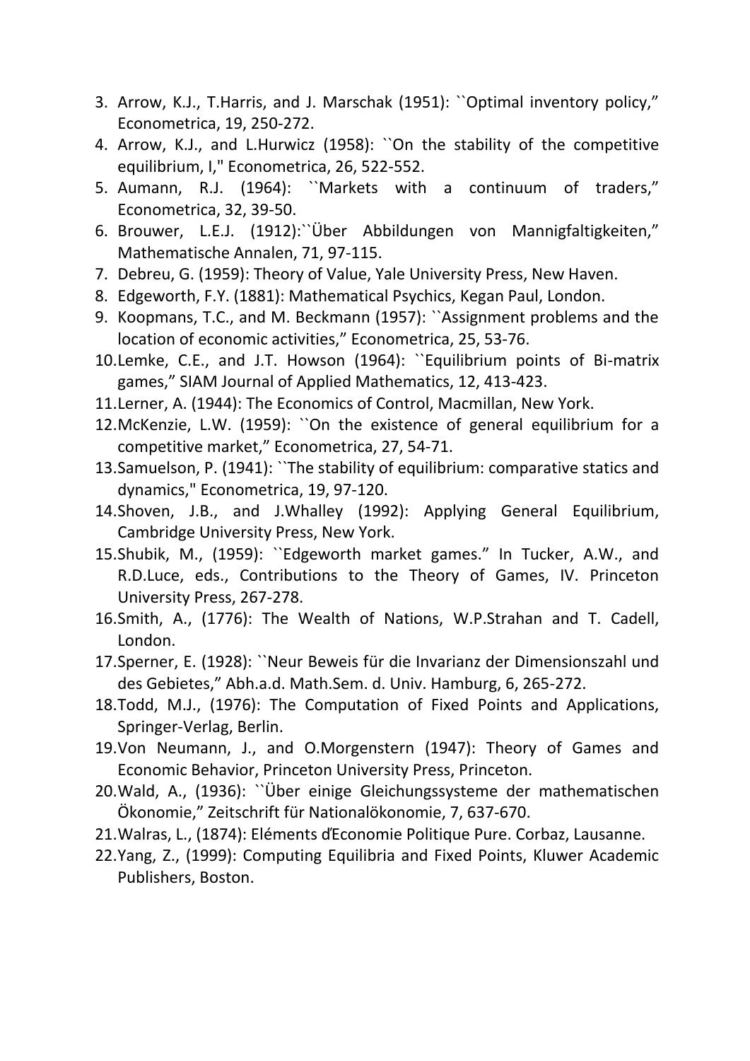3. Arrow, K.J., T.Harris, and J. Marschak (1951): ``Optimal inventory policy," Econometrica, 19, 250-272.
4. Arrow, K.J., and L.Hurwicz (1958): ``On the stability of the competitive equilibrium, I," Econometrica, 26, 522-552.
5. Aumann, R.J. (1964): ``Markets with a continuum of traders," Econometrica, 32, 39-50.
6. Brouwer, L.E.J. (1912):``Über Abbildungen von Mannigfaltigkeiten," Mathematische Annalen, 71, 97-115.
7. Debreu, G. (1959): Theory of Value, Yale University Press, New Haven.
8. Edgeworth, F.Y. (1881): Mathematical Psychics, Kegan Paul, London.
9. Koopmans, T.C., and M. Beckmann (1957): ``Assignment problems and the location of economic activities," Econometrica, 25, 53-76.
10. Lemke, C.E., and J.T. Howson (1964): ``Equilibrium points of Bi-matrix games," SIAM Journal of Applied Mathematics, 12, 413-423.
11. Lerner, A. (1944): The Economics of Control, Macmillan, New York.
12. McKenzie, L.W. (1959): ``On the existence of general equilibrium for a competitive market," Econometrica, 27, 54-71.
13. Samuelson, P. (1941): ``The stability of equilibrium: comparative statics and dynamics," Econometrica, 19, 97-120.
14. Shoven, J.B., and J.Whalley (1992): Applying General Equilibrium, Cambridge University Press, New York.
15. Shubik, M., (1959): ``Edgeworth market games." In Tucker, A.W., and R.D.Luce, eds., Contributions to the Theory of Games, IV. Princeton University Press, 267-278.
16. Smith, A., (1776): The Wealth of Nations, W.P.Strahan and T. Cadell, London.
17. Sperner, E. (1928): ``Neur Beweis für die Invarianz der Dimensionszahl und des Gebietes," Abh.a.d. Math.Sem. d. Univ. Hamburg, 6, 265-272.
18. Todd, M.J., (1976): The Computation of Fixed Points and Applications, Springer-Verlag, Berlin.
19. Von Neumann, J., and O.Morgenstern (1947): Theory of Games and Economic Behavior, Princeton University Press, Princeton.
20. Wald, A., (1936): ``Über einige Gleichungssysteme der mathematischen Ökonomie," Zeitschrift für Nationalökonomie, 7, 637-670.
21. Walras, L., (1874): Eléments ďEconomie Politique Pure. Corbaz, Lausanne.
22. Yang, Z., (1999): Computing Equilibria and Fixed Points, Kluwer Academic Publishers, Boston.